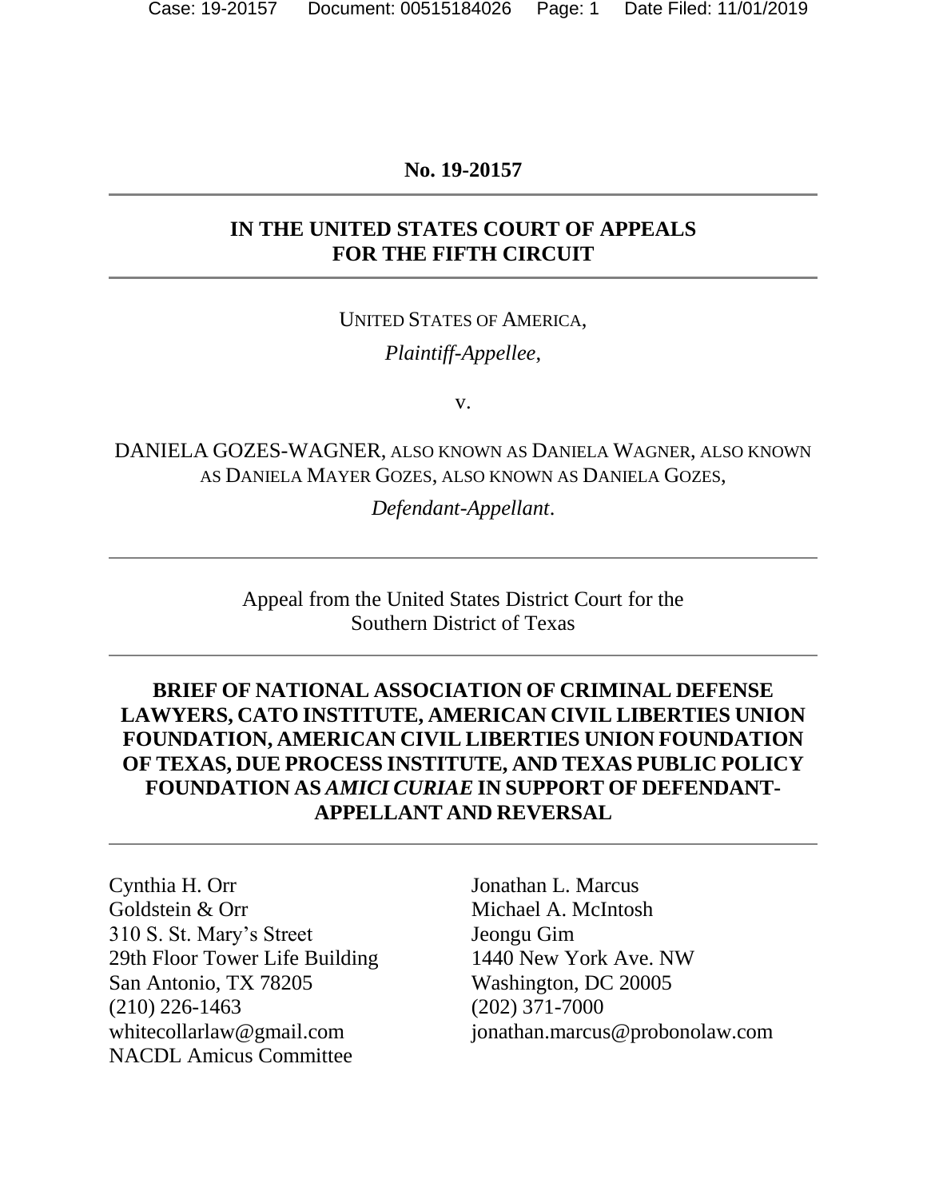**No. 19-20157**

---

**IN THE UNITED STATES COURT OF APPEALS FOR THE FIFTH CIRCUIT**

---

UNITED STATES OF AMERICA,

*Plaintiff-Appellee*,

v.

DANIELA GOZES-WAGNER, ALSO KNOWN AS DANIELA WAGNER, ALSO KNOWN AS DANIELA MAYER GOZES, ALSO KNOWN AS DANIELA GOZES,

*Defendant-Appellant*.

---

Appeal from the United States District Court for the Southern District of Texas

---

**BRIEF OF NATIONAL ASSOCIATION OF CRIMINAL DEFENSE LAWYERS, CATO INSTITUTE, AMERICAN CIVIL LIBERTIES UNION FOUNDATION, AMERICAN CIVIL LIBERTIES UNION FOUNDATION OF TEXAS, DUE PROCESS INSTITUTE, AND TEXAS PUBLIC POLICY FOUNDATION AS *AMICI CURIAE* IN SUPPORT OF DEFENDANT-APPELLANT AND REVERSAL**

---

Cynthia H. Orr
Goldstein & Orr
310 S. St. Mary's Street
29th Floor Tower Life Building
San Antonio, TX 78205
(210) 226-1463
whitecollarlaw@gmail.com
NACDL Amicus Committee

Jonathan L. Marcus
Michael A. McIntosh
Jeongu Gim
1440 New York Ave. NW
Washington, DC 20005
(202) 371-7000
jonathan.marcus@probonolaw.com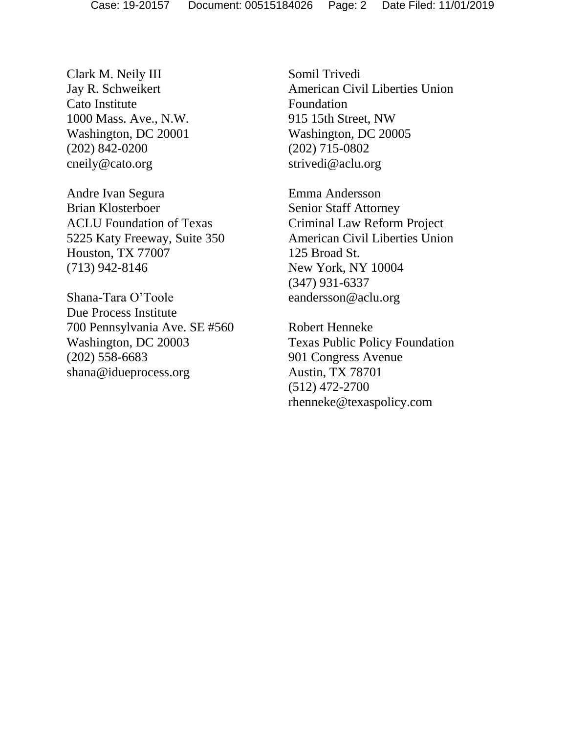Clark M. Neily III
Jay R. Schweikert
Cato Institute
1000 Mass. Ave., N.W.
Washington, DC 20001
(202) 842-0200
cneily@cato.org

Andre Ivan Segura
Brian Klosterboer
ACLU Foundation of Texas
5225 Katy Freeway, Suite 350
Houston, TX 77007
(713) 942-8146

Shana-Tara O'Toole
Due Process Institute
700 Pennsylvania Ave. SE #560
Washington, DC 20003
(202) 558-6683
shana@idueprocess.org

Somil Trivedi
American Civil Liberties Union Foundation
915 15th Street, NW
Washington, DC 20005
(202) 715-0802
strivedi@aclu.org

Emma Andersson
Senior Staff Attorney
Criminal Law Reform Project
American Civil Liberties Union
125 Broad St.
New York, NY 10004
(347) 931-6337
eandersson@aclu.org

Robert Henneke
Texas Public Policy Foundation
901 Congress Avenue
Austin, TX 78701
(512) 472-2700
rhenneke@texaspolicy.com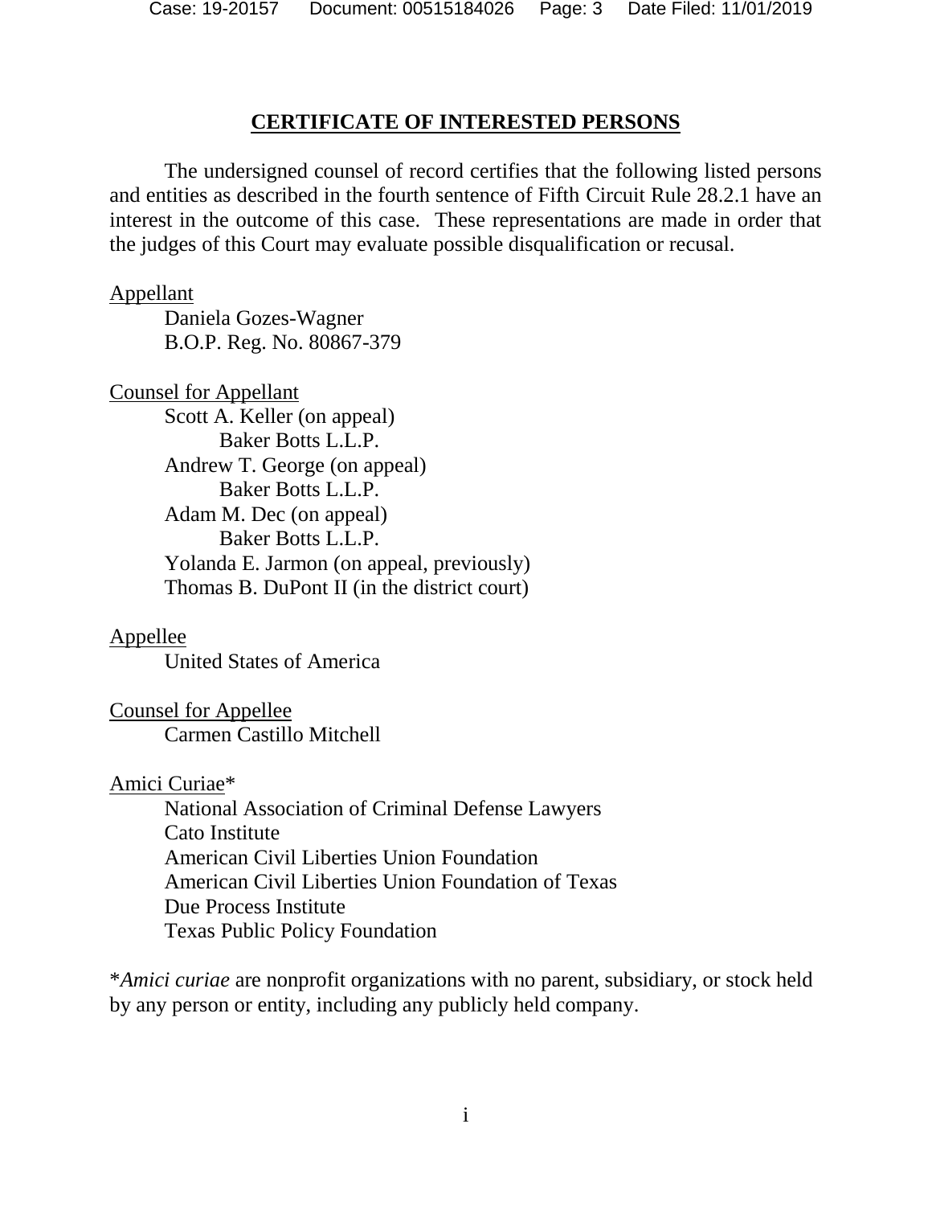## CERTIFICATE OF INTERESTED PERSONS

The undersigned counsel of record certifies that the following listed persons and entities as described in the fourth sentence of Fifth Circuit Rule 28.2.1 have an interest in the outcome of this case. These representations are made in order that the judges of this Court may evaluate possible disqualification or recusal.

Appellant

Daniela Gozes-Wagner
B.O.P. Reg. No. 80867-379

Counsel for Appellant

Scott A. Keller (on appeal)
  Baker Botts L.L.P.
Andrew T. George (on appeal)
  Baker Botts L.L.P.
Adam M. Dec (on appeal)
  Baker Botts L.L.P.
Yolanda E. Jarmon (on appeal, previously)
Thomas B. DuPont II (in the district court)

Appellee

United States of America

Counsel for Appellee

Carmen Castillo Mitchell

Amici Curiae*

National Association of Criminal Defense Lawyers
Cato Institute
American Civil Liberties Union Foundation
American Civil Liberties Union Foundation of Texas
Due Process Institute
Texas Public Policy Foundation

**Amici curiae* are nonprofit organizations with no parent, subsidiary, or stock held by any person or entity, including any publicly held company.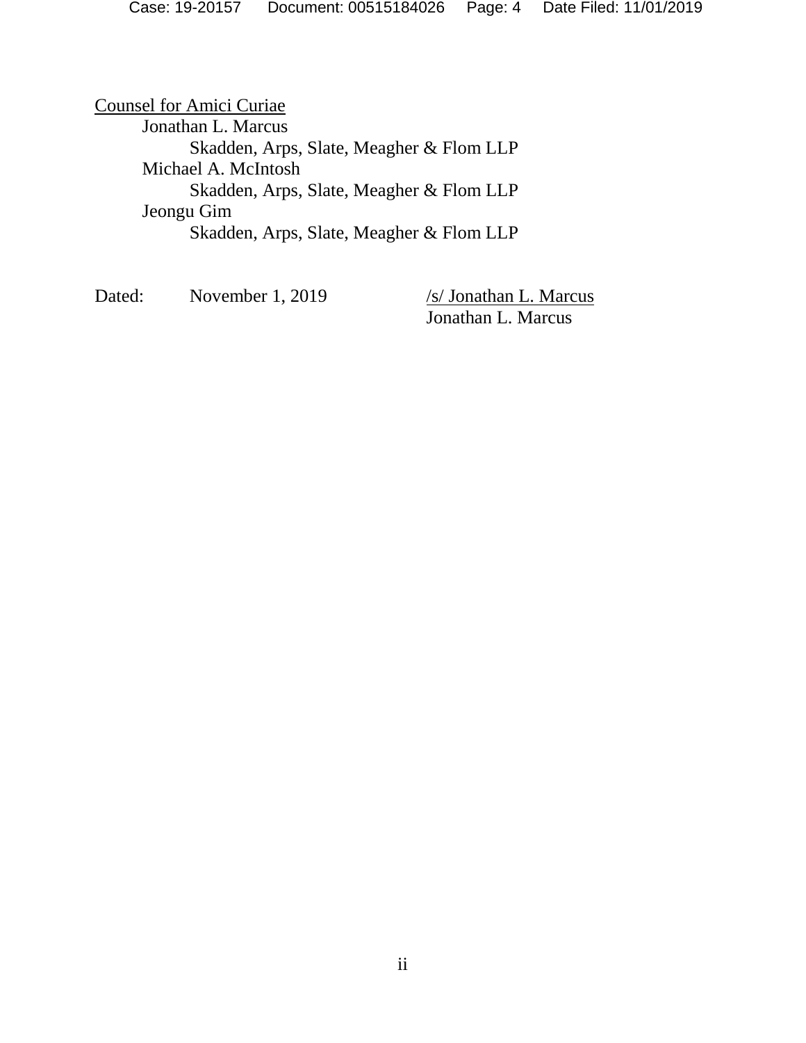Counsel for Amici Curiae

Jonathan L. Marcus
  Skadden, Arps, Slate, Meagher & Flom LLP
Michael A. McIntosh
  Skadden, Arps, Slate, Meagher & Flom LLP
Jeongu Gim
  Skadden, Arps, Slate, Meagher & Flom LLP

Dated: November 1, 2019

/s/ Jonathan L. Marcus
Jonathan L. Marcus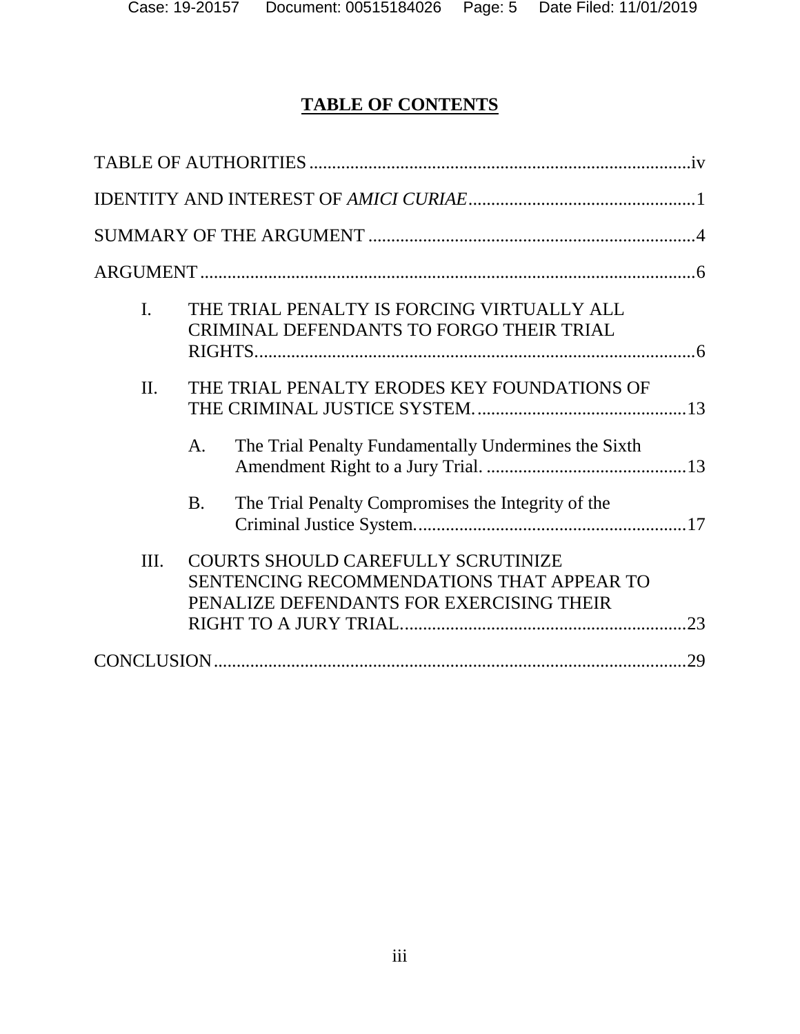# TABLE OF CONTENTS

TABLE OF AUTHORITIES .................................................................................. iv

IDENTITY AND INTEREST OF *AMICI CURIAE* .................................................. 1

SUMMARY OF THE ARGUMENT ........................................................................ 4

ARGUMENT ............................................................................................................ 6

I. THE TRIAL PENALTY IS FORCING VIRTUALLY ALL CRIMINAL DEFENDANTS TO FORGO THEIR TRIAL RIGHTS ........................................................................................ 6

II. THE TRIAL PENALTY ERODES KEY FOUNDATIONS OF THE CRIMINAL JUSTICE SYSTEM. ............................................. 13

   A. The Trial Penalty Fundamentally Undermines the Sixth Amendment Right to a Jury Trial. ............................................ 13

   B. The Trial Penalty Compromises the Integrity of the Criminal Justice System. ........................................................... 17

III. COURTS SHOULD CAREFULLY SCRUTINIZE SENTENCING RECOMMENDATIONS THAT APPEAR TO PENALIZE DEFENDANTS FOR EXERCISING THEIR RIGHT TO A JURY TRIAL. .............................................................. 23

CONCLUSION ....................................................................................................... 29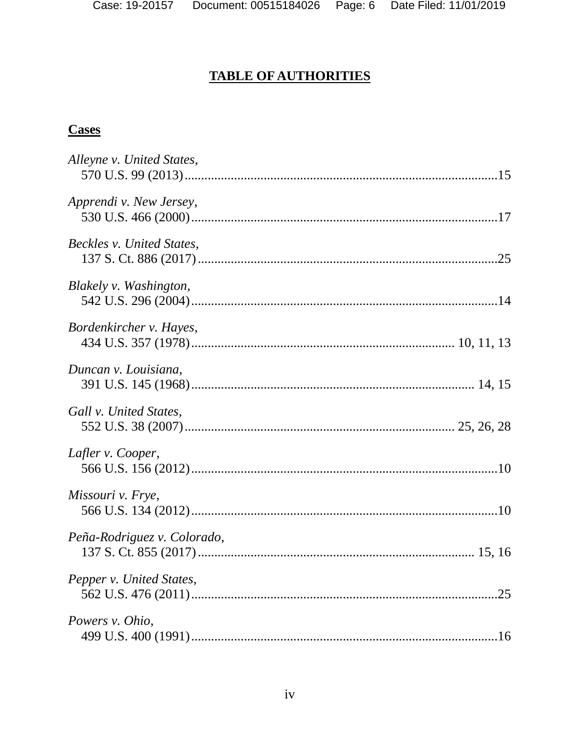# **TABLE OF AUTHORITIES**

## **Cases**

*Alleyne v. United States*,
570 U.S. 99 (2013)....................................................................................15

*Apprendi v. New Jersey*,
530 U.S. 466 (2000)..................................................................................17

*Beckles v. United States*,
137 S. Ct. 886 (2017)................................................................................25

*Blakely v. Washington*,
542 U.S. 296 (2004)..................................................................................14

*Bordenkircher v. Hayes*,
434 U.S. 357 (1978)............................................................................ 10, 11, 13

*Duncan v. Louisiana*,
391 U.S. 145 (1968)............................................................................ 14, 15

*Gall v. United States*,
552 U.S. 38 (2007)............................................................................ 25, 26, 28

*Lafler v. Cooper*,
566 U.S. 156 (2012)..................................................................................10

*Missouri v. Frye*,
566 U.S. 134 (2012)..................................................................................10

*Peña-Rodriguez v. Colorado*,
137 S. Ct. 855 (2017)............................................................................ 15, 16

*Pepper v. United States*,
562 U.S. 476 (2011)..................................................................................25

*Powers v. Ohio*,
499 U.S. 400 (1991)..................................................................................16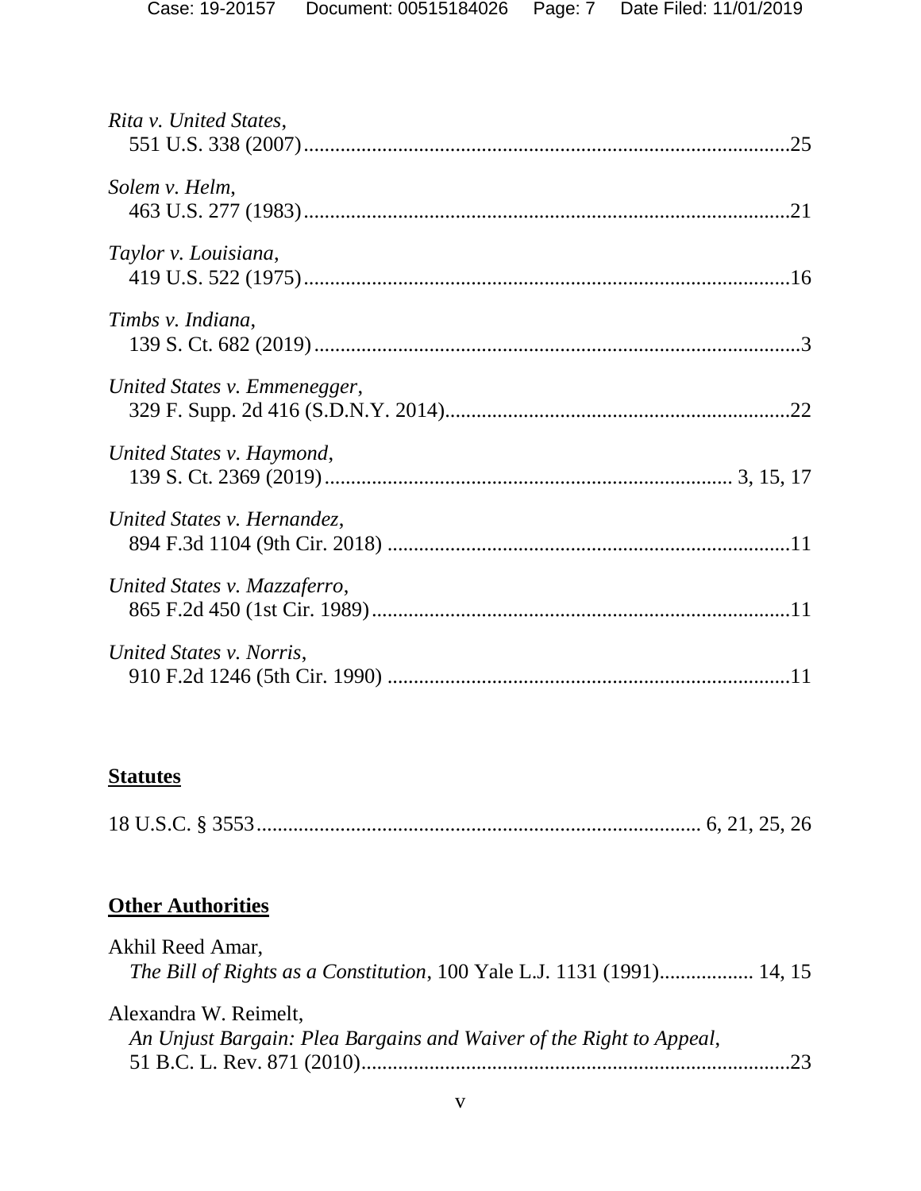*Rita v. United States*,
551 U.S. 338 (2007) ............................................................................................25

*Solem v. Helm*,
463 U.S. 277 (1983) ............................................................................................21

*Taylor v. Louisiana*,
419 U.S. 522 (1975) ............................................................................................16

*Timbs v. Indiana*,
139 S. Ct. 682 (2019) ...........................................................................................3

*United States v. Emmenegger*,
329 F. Supp. 2d 416 (S.D.N.Y. 2014) .................................................................22

*United States v. Haymond*,
139 S. Ct. 2369 (2019) .......................................................................... 3, 15, 17

*United States v. Hernandez*,
894 F.3d 1104 (9th Cir. 2018) ............................................................................11

*United States v. Mazzaferro*,
865 F.2d 450 (1st Cir. 1989) ...............................................................................11

*United States v. Norris*,
910 F.2d 1246 (5th Cir. 1990) ............................................................................11

**Statutes**

18 U.S.C. § 3553 .................................................................................... 6, 21, 25, 26

**Other Authorities**

Akhil Reed Amar,
*The Bill of Rights as a Constitution*, 100 Yale L.J. 1131 (1991) .................. 14, 15

Alexandra W. Reimelt,
*An Unjust Bargain: Plea Bargains and Waiver of the Right to Appeal*,
51 B.C. L. Rev. 871 (2010) .................................................................................23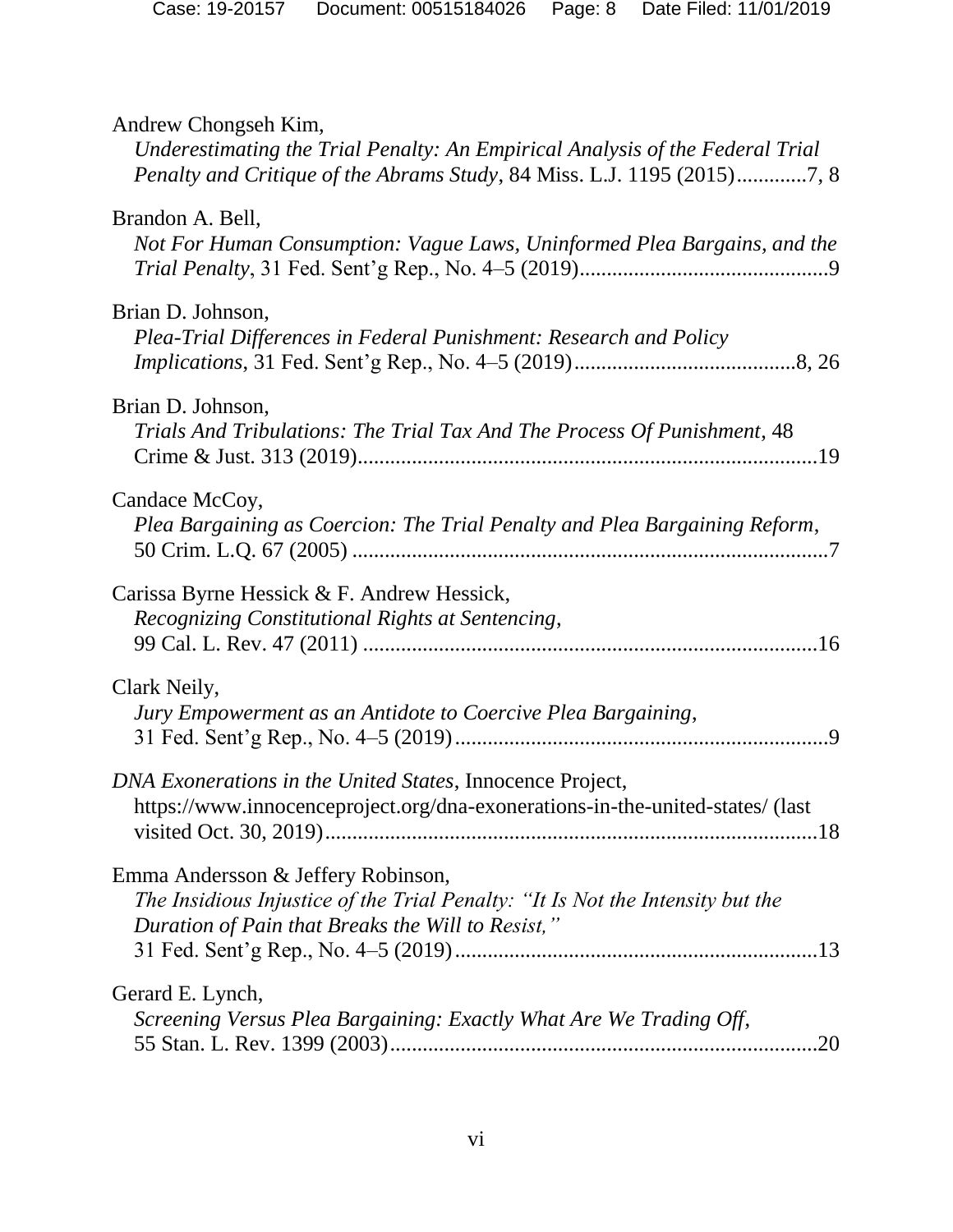Andrew Chongseh Kim,
*Underestimating the Trial Penalty: An Empirical Analysis of the Federal Trial Penalty and Critique of the Abrams Study*, 84 Miss. L.J. 1195 (2015).............7, 8

Brandon A. Bell,
*Not For Human Consumption: Vague Laws, Uninformed Plea Bargains, and the Trial Penalty*, 31 Fed. Sent'g Rep., No. 4–5 (2019).............................................9

Brian D. Johnson,
*Plea-Trial Differences in Federal Punishment: Research and Policy Implications*, 31 Fed. Sent'g Rep., No. 4–5 (2019).........................................8, 26

Brian D. Johnson,
*Trials And Tribulations: The Trial Tax And The Process Of Punishment*, 48 Crime & Just. 313 (2019)....................................................................................19

Candace McCoy,
*Plea Bargaining as Coercion: The Trial Penalty and Plea Bargaining Reform*, 50 Crim. L.Q. 67 (2005) .......................................................................................7

Carissa Byrne Hessick & F. Andrew Hessick,
*Recognizing Constitutional Rights at Sentencing*, 99 Cal. L. Rev. 47 (2011) ...................................................................................16

Clark Neily,
*Jury Empowerment as an Antidote to Coercive Plea Bargaining*, 31 Fed. Sent'g Rep., No. 4–5 (2019)....................................................................9

*DNA Exonerations in the United States*, Innocence Project, https://www.innocenceproject.org/dna-exonerations-in-the-united-states/ (last visited Oct. 30, 2019)..........................................................................................18

Emma Andersson & Jeffery Robinson,
*The Insidious Injustice of the Trial Penalty: "It Is Not the Intensity but the Duration of Pain that Breaks the Will to Resist,"* 31 Fed. Sent'g Rep., No. 4–5 (2019)..................................................................13

Gerard E. Lynch,
*Screening Versus Plea Bargaining: Exactly What Are We Trading Off*, 55 Stan. L. Rev. 1399 (2003)...............................................................................20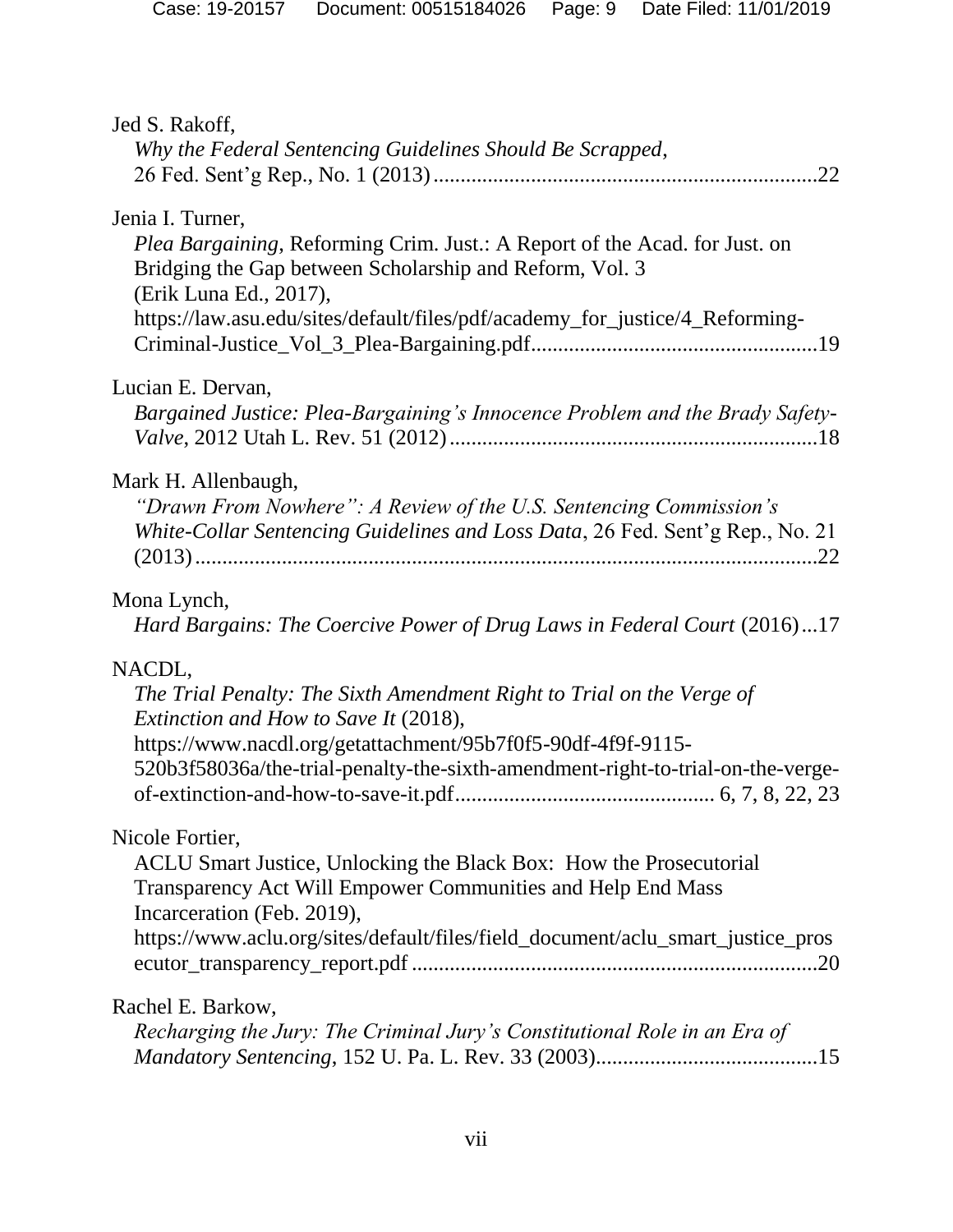Jed S. Rakoff,
*Why the Federal Sentencing Guidelines Should Be Scrapped*,
26 Fed. Sent'g Rep., No. 1 (2013) ....................................................................22

Jenia I. Turner,
*Plea Bargaining*, Reforming Crim. Just.: A Report of the Acad. for Just. on Bridging the Gap between Scholarship and Reform, Vol. 3
(Erik Luna Ed., 2017),
https://law.asu.edu/sites/default/files/pdf/academy_for_justice/4_Reforming-Criminal-Justice_Vol_3_Plea-Bargaining.pdf....................................................19

Lucian E. Dervan,
*Bargained Justice: Plea-Bargaining's Innocence Problem and the Brady Safety-Valve*, 2012 Utah L. Rev. 51 (2012)..................................................................18

Mark H. Allenbaugh,
*"Drawn From Nowhere": A Review of the U.S. Sentencing Commission's White-Collar Sentencing Guidelines and Loss Data*, 26 Fed. Sent'g Rep., No. 21 (2013)..................................................................................................................22

Mona Lynch,
*Hard Bargains: The Coercive Power of Drug Laws in Federal Court* (2016)...17

NACDL,
*The Trial Penalty: The Sixth Amendment Right to Trial on the Verge of Extinction and How to Save It* (2018),
https://www.nacdl.org/getattachment/95b7f0f5-90df-4f9f-9115-520b3f58036a/the-trial-penalty-the-sixth-amendment-right-to-trial-on-the-verge-of-extinction-and-how-to-save-it.pdf................................................ 6, 7, 8, 22, 23

Nicole Fortier,
ACLU Smart Justice, Unlocking the Black Box: How the Prosecutorial Transparency Act Will Empower Communities and Help End Mass Incarceration (Feb. 2019),
https://www.aclu.org/sites/default/files/field_document/aclu_smart_justice_prosecutor_transparency_report.pdf ..........................................................................20

Rachel E. Barkow,
*Recharging the Jury: The Criminal Jury's Constitutional Role in an Era of Mandatory Sentencing*, 152 U. Pa. L. Rev. 33 (2003)........................................15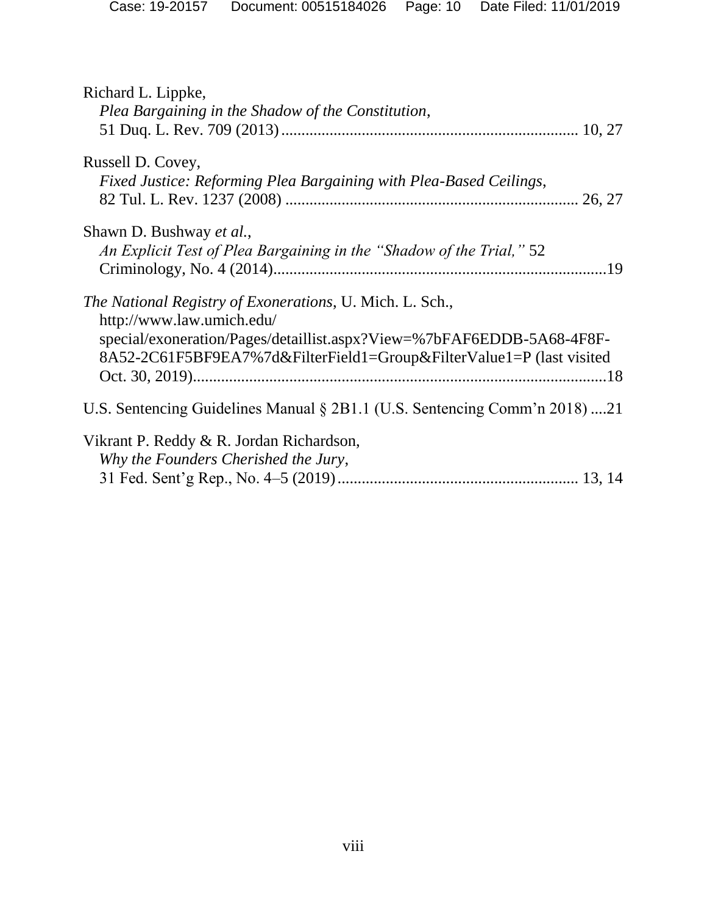Richard L. Lippke,
*Plea Bargaining in the Shadow of the Constitution*,
51 Duq. L. Rev. 709 (2013)........................................................................ 10, 27

Russell D. Covey,
*Fixed Justice: Reforming Plea Bargaining with Plea-Based Ceilings*,
82 Tul. L. Rev. 1237 (2008) ....................................................................... 26, 27

Shawn D. Bushway *et al.*,
*An Explicit Test of Plea Bargaining in the "Shadow of the Trial,"* 52
Criminology, No. 4 (2014)..................................................................................19

*The National Registry of Exonerations*, U. Mich. L. Sch.,
http://www.law.umich.edu/
special/exoneration/Pages/detaillist.aspx?View=%7bFAF6EDDB-5A68-4F8F-8A52-2C61F5BF9EA7%7d&FilterField1=Group&FilterValue1=P (last visited Oct. 30, 2019).....................................................................................................18

U.S. Sentencing Guidelines Manual § 2B1.1 (U.S. Sentencing Comm'n 2018) ....21

Vikrant P. Reddy & R. Jordan Richardson,
*Why the Founders Cherished the Jury*,
31 Fed. Sent'g Rep., No. 4–5 (2019)........................................................... 13, 14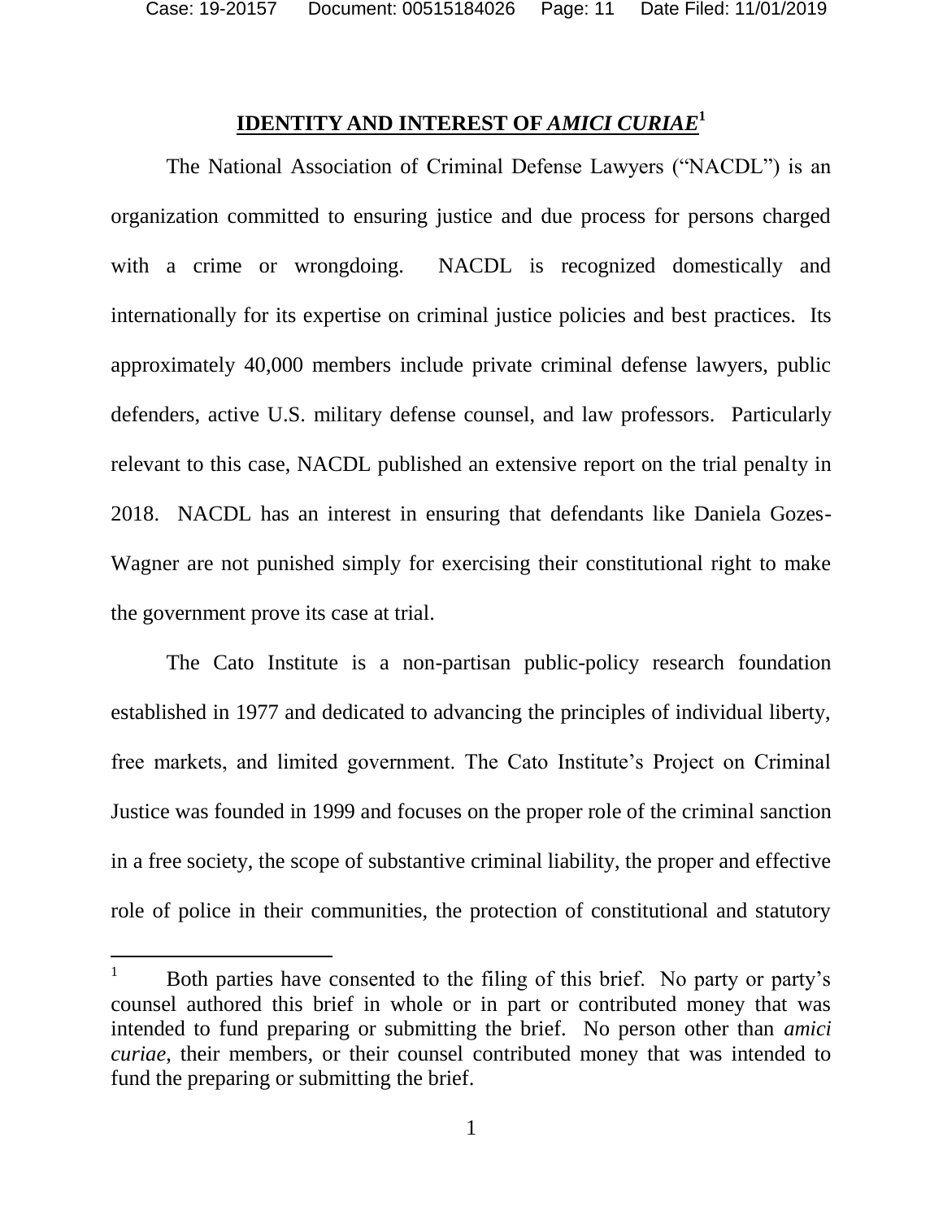## IDENTITY AND INTEREST OF *AMICI CURIAE*[1]

The National Association of Criminal Defense Lawyers ("NACDL") is an organization committed to ensuring justice and due process for persons charged with a crime or wrongdoing. NACDL is recognized domestically and internationally for its expertise on criminal justice policies and best practices. Its approximately 40,000 members include private criminal defense lawyers, public defenders, active U.S. military defense counsel, and law professors. Particularly relevant to this case, NACDL published an extensive report on the trial penalty in 2018. NACDL has an interest in ensuring that defendants like Daniela Gozes-Wagner are not punished simply for exercising their constitutional right to make the government prove its case at trial.

The Cato Institute is a non-partisan public-policy research foundation established in 1977 and dedicated to advancing the principles of individual liberty, free markets, and limited government. The Cato Institute's Project on Criminal Justice was founded in 1999 and focuses on the proper role of the criminal sanction in a free society, the scope of substantive criminal liability, the proper and effective role of police in their communities, the protection of constitutional and statutory

---

[1] Both parties have consented to the filing of this brief. No party or party's counsel authored this brief in whole or in part or contributed money that was intended to fund preparing or submitting the brief. No person other than *amici curiae*, their members, or their counsel contributed money that was intended to fund the preparing or submitting the brief.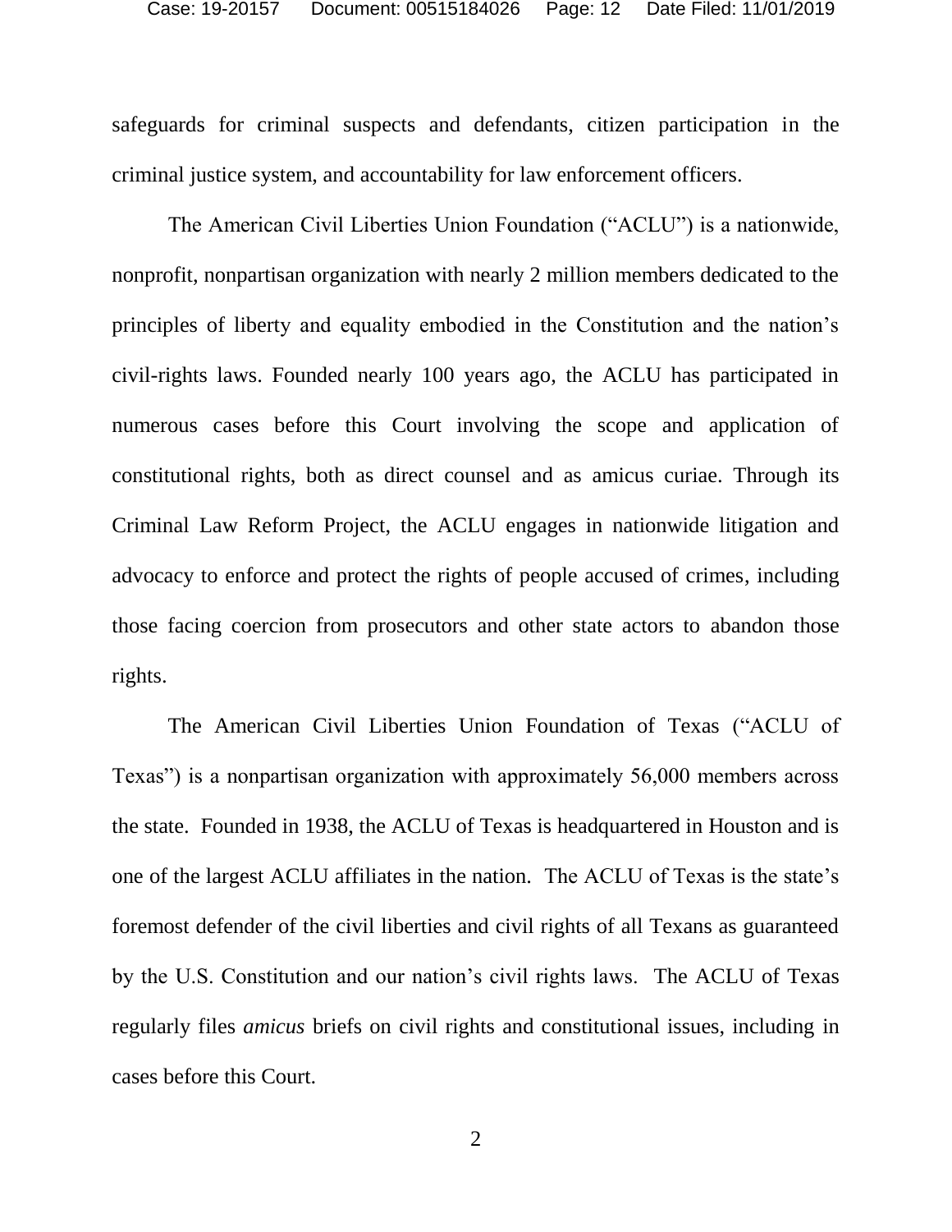safeguards for criminal suspects and defendants, citizen participation in the criminal justice system, and accountability for law enforcement officers.

The American Civil Liberties Union Foundation ("ACLU") is a nationwide, nonprofit, nonpartisan organization with nearly 2 million members dedicated to the principles of liberty and equality embodied in the Constitution and the nation's civil-rights laws. Founded nearly 100 years ago, the ACLU has participated in numerous cases before this Court involving the scope and application of constitutional rights, both as direct counsel and as amicus curiae. Through its Criminal Law Reform Project, the ACLU engages in nationwide litigation and advocacy to enforce and protect the rights of people accused of crimes, including those facing coercion from prosecutors and other state actors to abandon those rights.

The American Civil Liberties Union Foundation of Texas ("ACLU of Texas") is a nonpartisan organization with approximately 56,000 members across the state. Founded in 1938, the ACLU of Texas is headquartered in Houston and is one of the largest ACLU affiliates in the nation. The ACLU of Texas is the state's foremost defender of the civil liberties and civil rights of all Texans as guaranteed by the U.S. Constitution and our nation's civil rights laws. The ACLU of Texas regularly files *amicus* briefs on civil rights and constitutional issues, including in cases before this Court.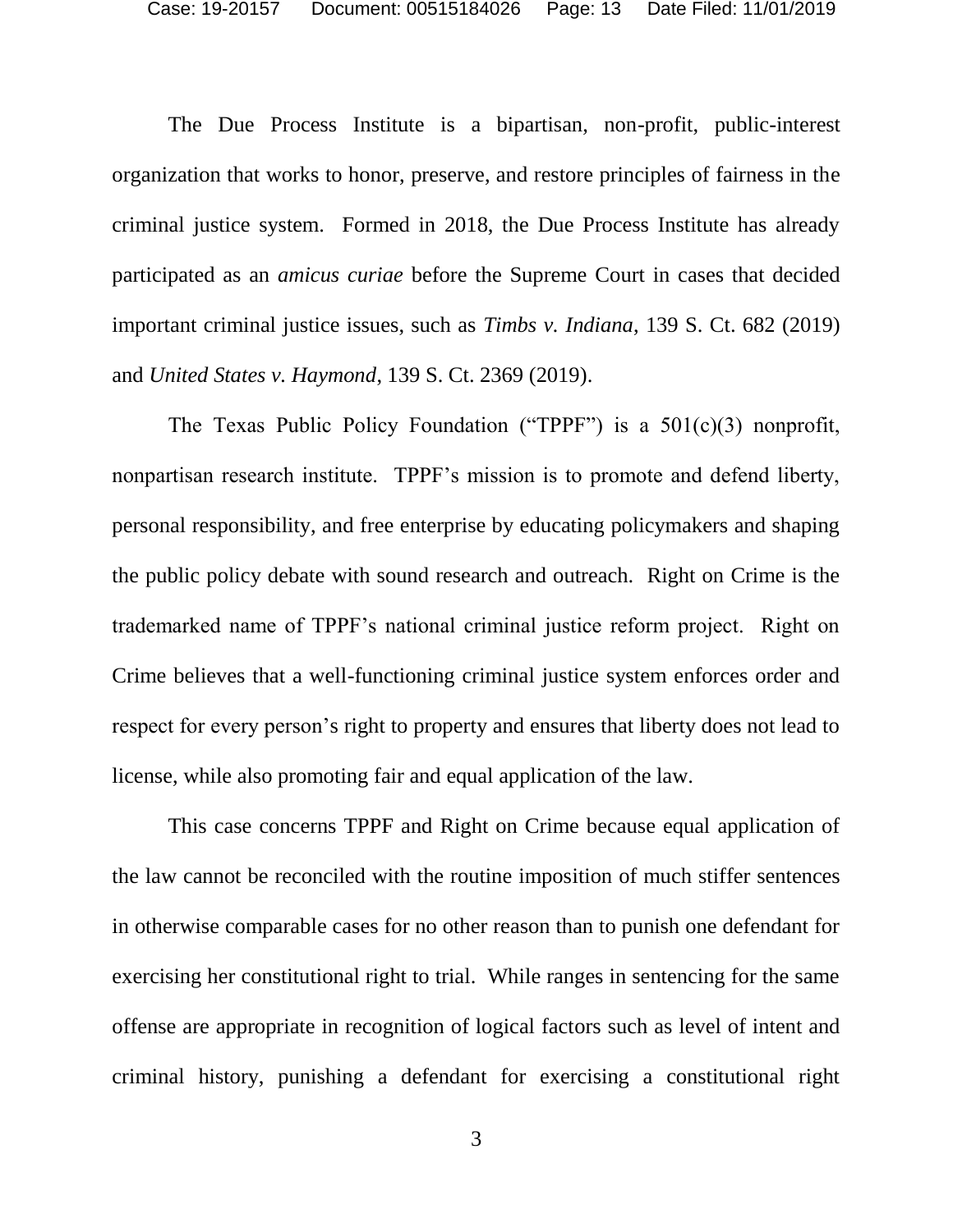The Due Process Institute is a bipartisan, non-profit, public-interest organization that works to honor, preserve, and restore principles of fairness in the criminal justice system. Formed in 2018, the Due Process Institute has already participated as an *amicus curiae* before the Supreme Court in cases that decided important criminal justice issues, such as *Timbs v. Indiana*, 139 S. Ct. 682 (2019) and *United States v. Haymond*, 139 S. Ct. 2369 (2019).

The Texas Public Policy Foundation ("TPPF") is a 501(c)(3) nonprofit, nonpartisan research institute. TPPF's mission is to promote and defend liberty, personal responsibility, and free enterprise by educating policymakers and shaping the public policy debate with sound research and outreach. Right on Crime is the trademarked name of TPPF's national criminal justice reform project. Right on Crime believes that a well-functioning criminal justice system enforces order and respect for every person's right to property and ensures that liberty does not lead to license, while also promoting fair and equal application of the law.

This case concerns TPPF and Right on Crime because equal application of the law cannot be reconciled with the routine imposition of much stiffer sentences in otherwise comparable cases for no other reason than to punish one defendant for exercising her constitutional right to trial. While ranges in sentencing for the same offense are appropriate in recognition of logical factors such as level of intent and criminal history, punishing a defendant for exercising a constitutional right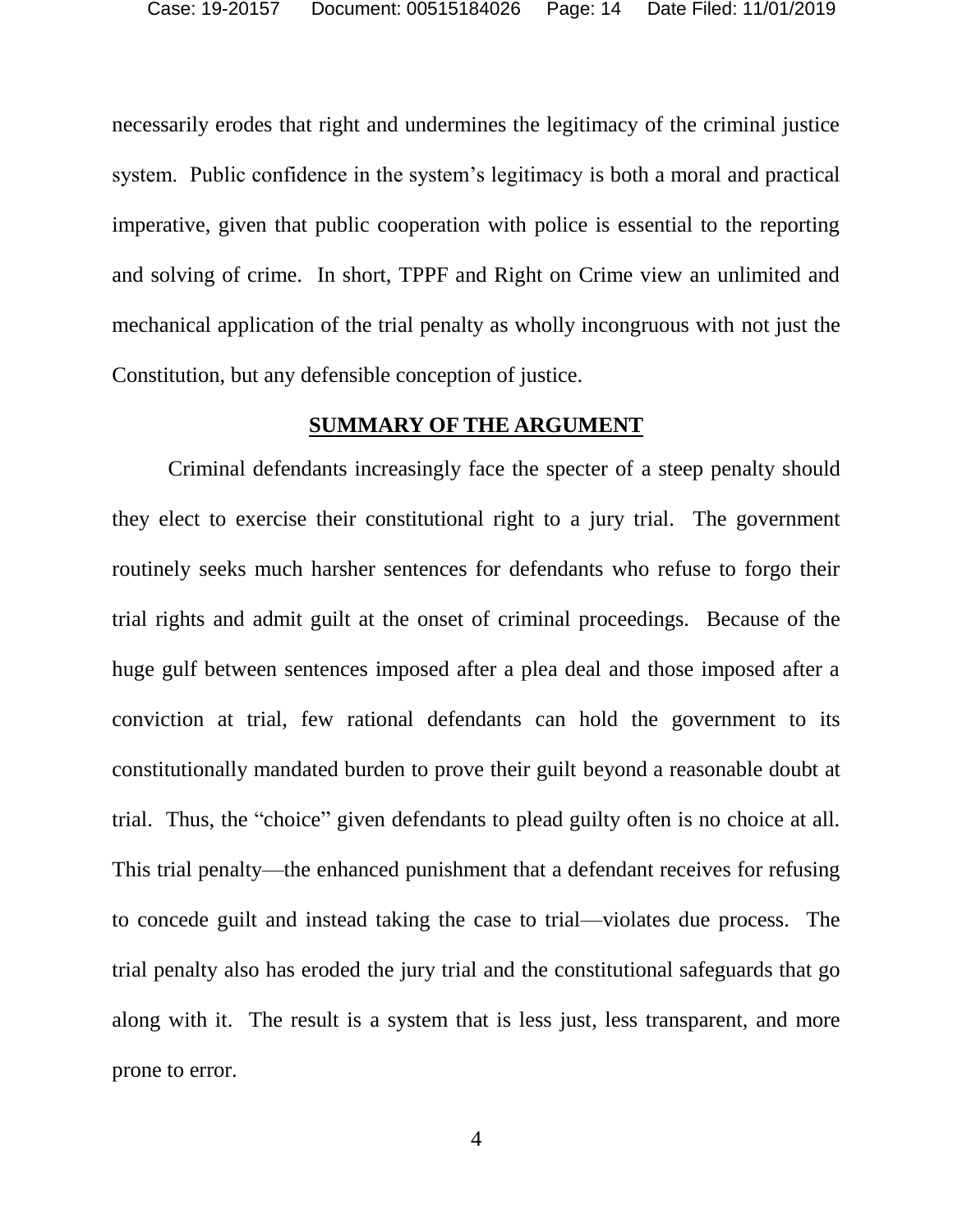necessarily erodes that right and undermines the legitimacy of the criminal justice system. Public confidence in the system's legitimacy is both a moral and practical imperative, given that public cooperation with police is essential to the reporting and solving of crime. In short, TPPF and Right on Crime view an unlimited and mechanical application of the trial penalty as wholly incongruous with not just the Constitution, but any defensible conception of justice.

## SUMMARY OF THE ARGUMENT

Criminal defendants increasingly face the specter of a steep penalty should they elect to exercise their constitutional right to a jury trial. The government routinely seeks much harsher sentences for defendants who refuse to forgo their trial rights and admit guilt at the onset of criminal proceedings. Because of the huge gulf between sentences imposed after a plea deal and those imposed after a conviction at trial, few rational defendants can hold the government to its constitutionally mandated burden to prove their guilt beyond a reasonable doubt at trial. Thus, the "choice" given defendants to plead guilty often is no choice at all. This trial penalty—the enhanced punishment that a defendant receives for refusing to concede guilt and instead taking the case to trial—violates due process. The trial penalty also has eroded the jury trial and the constitutional safeguards that go along with it. The result is a system that is less just, less transparent, and more prone to error.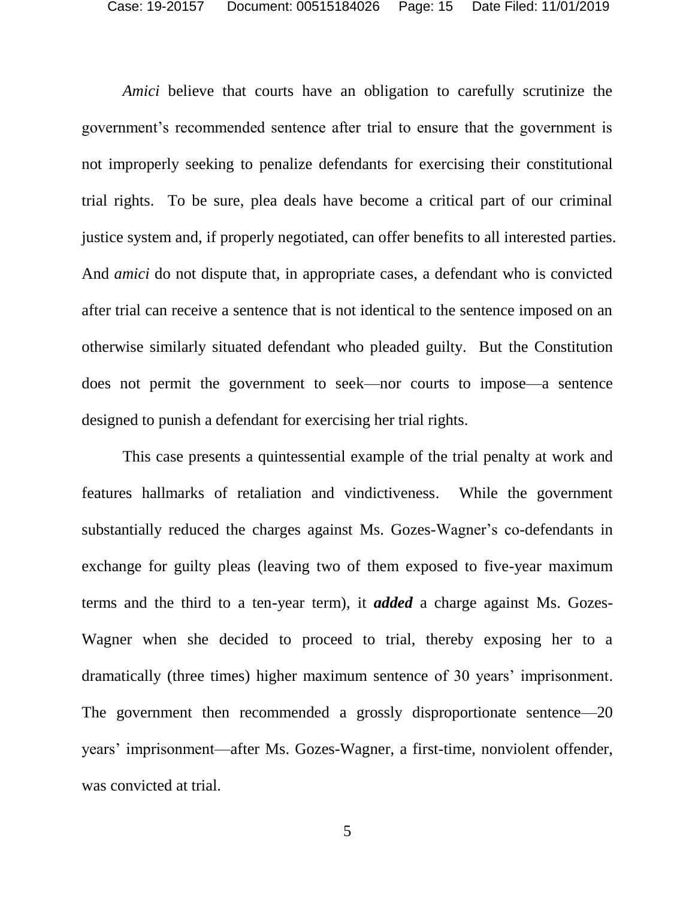*Amici* believe that courts have an obligation to carefully scrutinize the government's recommended sentence after trial to ensure that the government is not improperly seeking to penalize defendants for exercising their constitutional trial rights. To be sure, plea deals have become a critical part of our criminal justice system and, if properly negotiated, can offer benefits to all interested parties. And *amici* do not dispute that, in appropriate cases, a defendant who is convicted after trial can receive a sentence that is not identical to the sentence imposed on an otherwise similarly situated defendant who pleaded guilty. But the Constitution does not permit the government to seek—nor courts to impose—a sentence designed to punish a defendant for exercising her trial rights.

This case presents a quintessential example of the trial penalty at work and features hallmarks of retaliation and vindictiveness. While the government substantially reduced the charges against Ms. Gozes-Wagner's co-defendants in exchange for guilty pleas (leaving two of them exposed to five-year maximum terms and the third to a ten-year term), it ***added*** a charge against Ms. Gozes-Wagner when she decided to proceed to trial, thereby exposing her to a dramatically (three times) higher maximum sentence of 30 years' imprisonment. The government then recommended a grossly disproportionate sentence—20 years' imprisonment—after Ms. Gozes-Wagner, a first-time, nonviolent offender, was convicted at trial.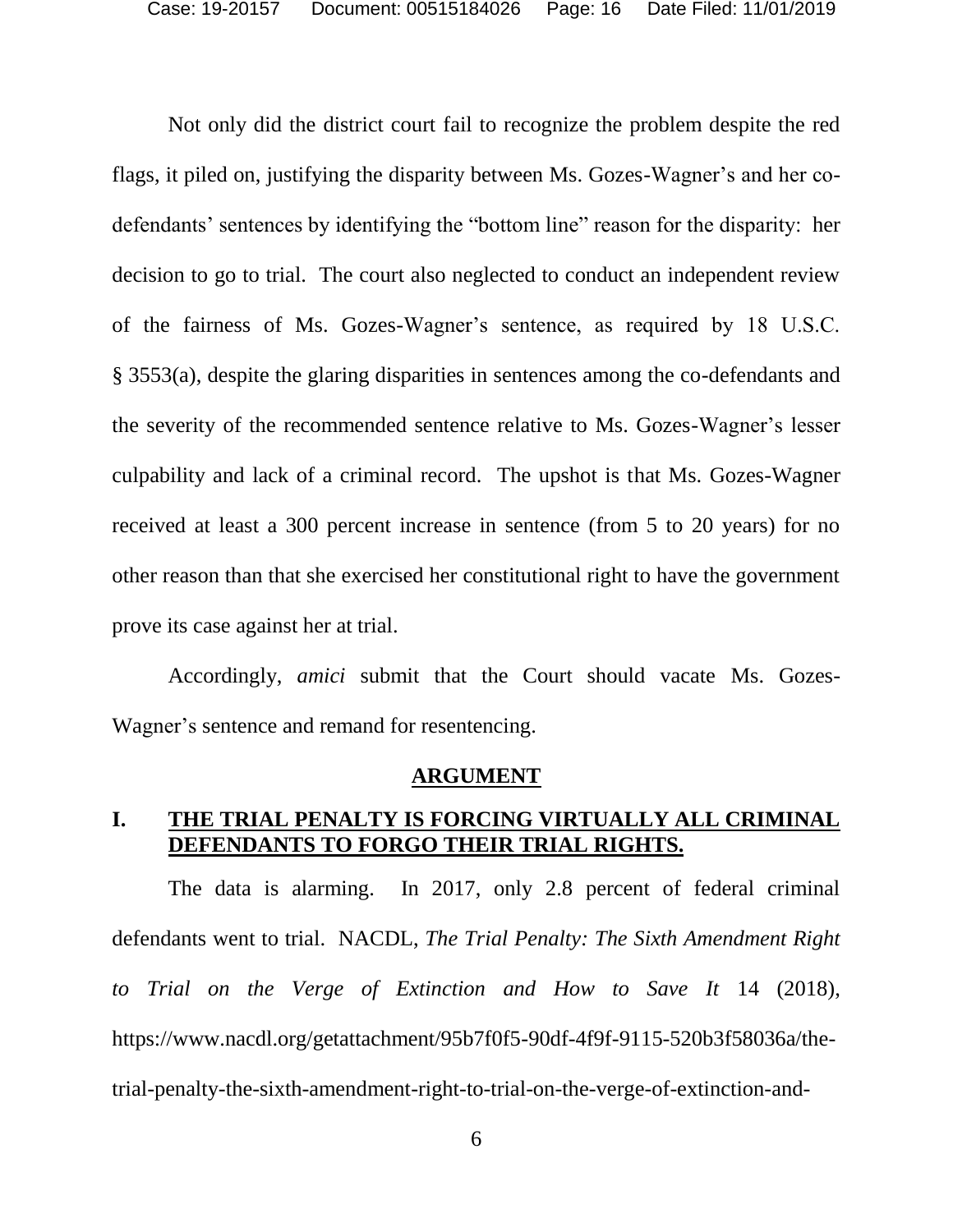Not only did the district court fail to recognize the problem despite the red flags, it piled on, justifying the disparity between Ms. Gozes-Wagner's and her co-defendants' sentences by identifying the "bottom line" reason for the disparity: her decision to go to trial. The court also neglected to conduct an independent review of the fairness of Ms. Gozes-Wagner's sentence, as required by 18 U.S.C. § 3553(a), despite the glaring disparities in sentences among the co-defendants and the severity of the recommended sentence relative to Ms. Gozes-Wagner's lesser culpability and lack of a criminal record. The upshot is that Ms. Gozes-Wagner received at least a 300 percent increase in sentence (from 5 to 20 years) for no other reason than that she exercised her constitutional right to have the government prove its case against her at trial.

Accordingly, *amici* submit that the Court should vacate Ms. Gozes-Wagner's sentence and remand for resentencing.

## ARGUMENT

### I. THE TRIAL PENALTY IS FORCING VIRTUALLY ALL CRIMINAL DEFENDANTS TO FORGO THEIR TRIAL RIGHTS.

The data is alarming. In 2017, only 2.8 percent of federal criminal defendants went to trial. NACDL, *The Trial Penalty: The Sixth Amendment Right to Trial on the Verge of Extinction and How to Save It* 14 (2018), https://www.nacdl.org/getattachment/95b7f0f5-90df-4f9f-9115-520b3f58036a/the-trial-penalty-the-sixth-amendment-right-to-trial-on-the-verge-of-extinction-and-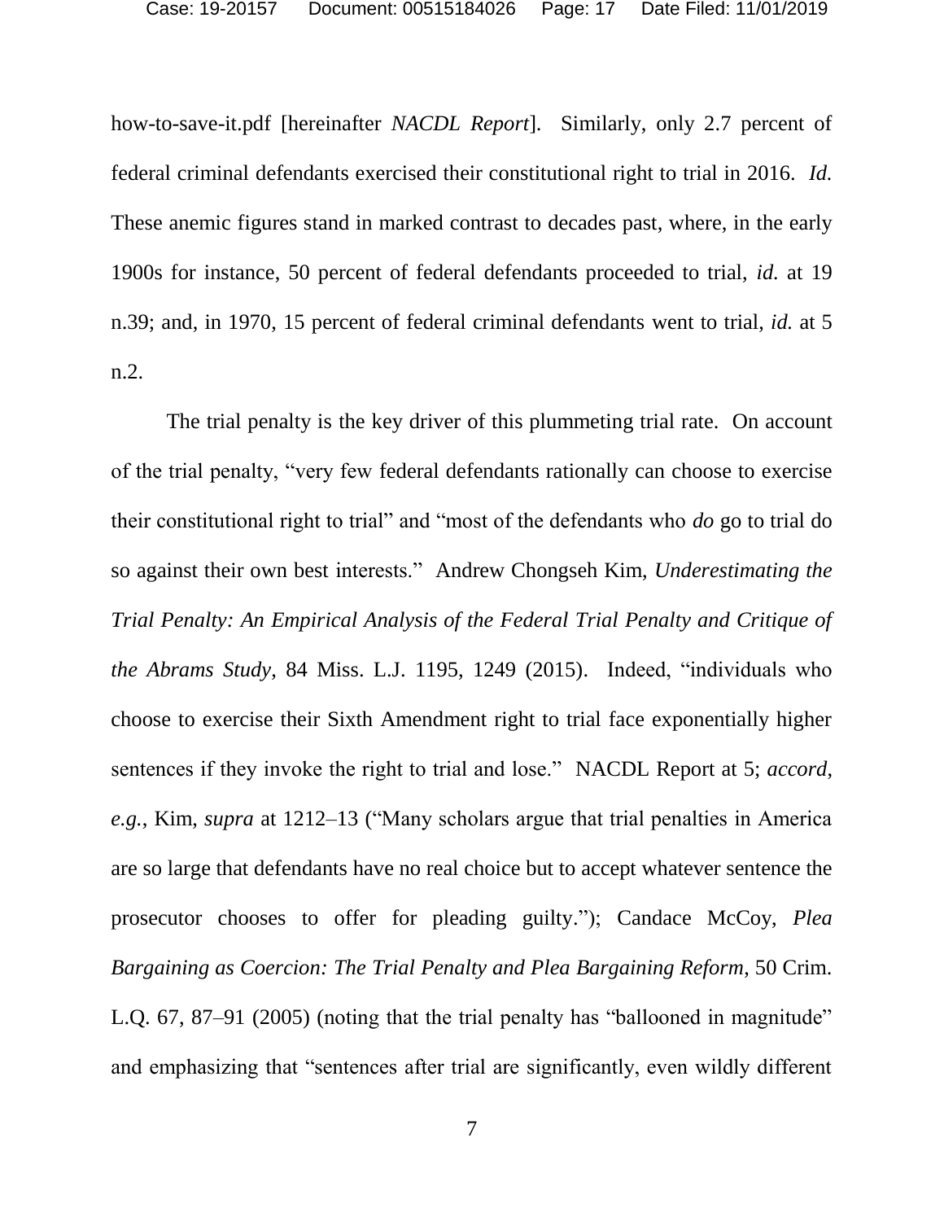how-to-save-it.pdf [hereinafter *NACDL Report*]. Similarly, only 2.7 percent of federal criminal defendants exercised their constitutional right to trial in 2016. *Id.* These anemic figures stand in marked contrast to decades past, where, in the early 1900s for instance, 50 percent of federal defendants proceeded to trial, *id.* at 19 n.39; and, in 1970, 15 percent of federal criminal defendants went to trial, *id.* at 5 n.2.

The trial penalty is the key driver of this plummeting trial rate. On account of the trial penalty, "very few federal defendants rationally can choose to exercise their constitutional right to trial" and "most of the defendants who *do* go to trial do so against their own best interests." Andrew Chongseh Kim, *Underestimating the Trial Penalty: An Empirical Analysis of the Federal Trial Penalty and Critique of the Abrams Study*, 84 Miss. L.J. 1195, 1249 (2015). Indeed, "individuals who choose to exercise their Sixth Amendment right to trial face exponentially higher sentences if they invoke the right to trial and lose." NACDL Report at 5; *accord*, *e.g.*, Kim, *supra* at 1212–13 ("Many scholars argue that trial penalties in America are so large that defendants have no real choice but to accept whatever sentence the prosecutor chooses to offer for pleading guilty."); Candace McCoy, *Plea Bargaining as Coercion: The Trial Penalty and Plea Bargaining Reform*, 50 Crim. L.Q. 67, 87–91 (2005) (noting that the trial penalty has "ballooned in magnitude" and emphasizing that "sentences after trial are significantly, even wildly different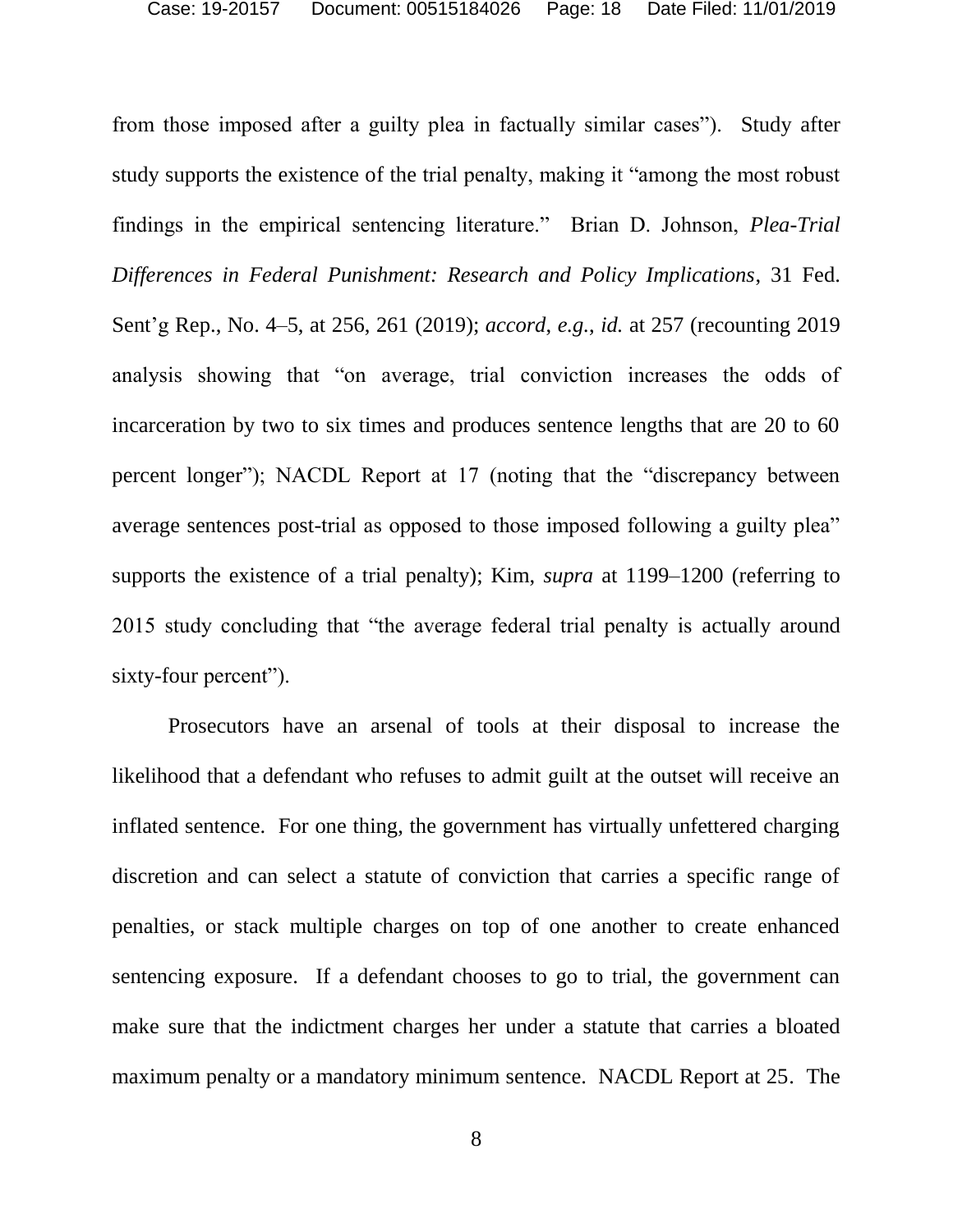from those imposed after a guilty plea in factually similar cases"). Study after study supports the existence of the trial penalty, making it "among the most robust findings in the empirical sentencing literature." Brian D. Johnson, *Plea-Trial Differences in Federal Punishment: Research and Policy Implications*, 31 Fed. Sent'g Rep., No. 4–5, at 256, 261 (2019); *accord, e.g.*, *id.* at 257 (recounting 2019 analysis showing that "on average, trial conviction increases the odds of incarceration by two to six times and produces sentence lengths that are 20 to 60 percent longer"); NACDL Report at 17 (noting that the "discrepancy between average sentences post-trial as opposed to those imposed following a guilty plea" supports the existence of a trial penalty); Kim, *supra* at 1199–1200 (referring to 2015 study concluding that "the average federal trial penalty is actually around sixty-four percent").

Prosecutors have an arsenal of tools at their disposal to increase the likelihood that a defendant who refuses to admit guilt at the outset will receive an inflated sentence. For one thing, the government has virtually unfettered charging discretion and can select a statute of conviction that carries a specific range of penalties, or stack multiple charges on top of one another to create enhanced sentencing exposure. If a defendant chooses to go to trial, the government can make sure that the indictment charges her under a statute that carries a bloated maximum penalty or a mandatory minimum sentence. NACDL Report at 25. The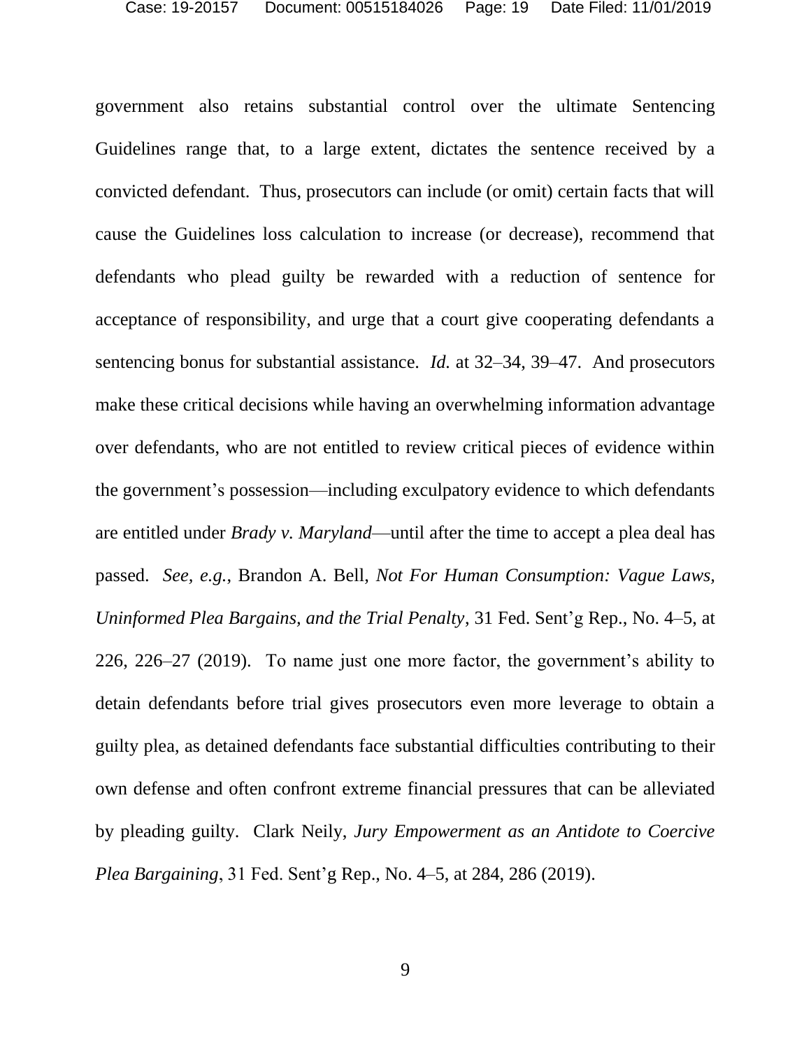government also retains substantial control over the ultimate Sentencing Guidelines range that, to a large extent, dictates the sentence received by a convicted defendant. Thus, prosecutors can include (or omit) certain facts that will cause the Guidelines loss calculation to increase (or decrease), recommend that defendants who plead guilty be rewarded with a reduction of sentence for acceptance of responsibility, and urge that a court give cooperating defendants a sentencing bonus for substantial assistance. *Id.* at 32–34, 39–47. And prosecutors make these critical decisions while having an overwhelming information advantage over defendants, who are not entitled to review critical pieces of evidence within the government's possession—including exculpatory evidence to which defendants are entitled under *Brady v. Maryland*—until after the time to accept a plea deal has passed. *See, e.g.*, Brandon A. Bell, *Not For Human Consumption: Vague Laws, Uninformed Plea Bargains, and the Trial Penalty*, 31 Fed. Sent'g Rep., No. 4–5, at 226, 226–27 (2019). To name just one more factor, the government's ability to detain defendants before trial gives prosecutors even more leverage to obtain a guilty plea, as detained defendants face substantial difficulties contributing to their own defense and often confront extreme financial pressures that can be alleviated by pleading guilty. Clark Neily, *Jury Empowerment as an Antidote to Coercive Plea Bargaining*, 31 Fed. Sent'g Rep., No. 4–5, at 284, 286 (2019).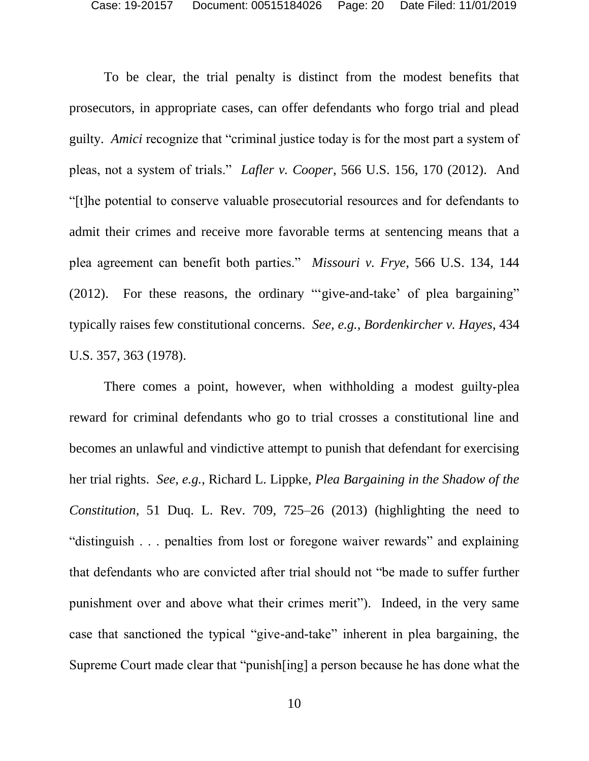To be clear, the trial penalty is distinct from the modest benefits that prosecutors, in appropriate cases, can offer defendants who forgo trial and plead guilty. *Amici* recognize that "criminal justice today is for the most part a system of pleas, not a system of trials." *Lafler v. Cooper*, 566 U.S. 156, 170 (2012). And "[t]he potential to conserve valuable prosecutorial resources and for defendants to admit their crimes and receive more favorable terms at sentencing means that a plea agreement can benefit both parties." *Missouri v. Frye*, 566 U.S. 134, 144 (2012). For these reasons, the ordinary "'give-and-take' of plea bargaining" typically raises few constitutional concerns. *See, e.g.*, *Bordenkircher v. Hayes*, 434 U.S. 357, 363 (1978).

There comes a point, however, when withholding a modest guilty-plea reward for criminal defendants who go to trial crosses a constitutional line and becomes an unlawful and vindictive attempt to punish that defendant for exercising her trial rights. *See, e.g.*, Richard L. Lippke, *Plea Bargaining in the Shadow of the Constitution*, 51 Duq. L. Rev. 709, 725–26 (2013) (highlighting the need to "distinguish . . . penalties from lost or foregone waiver rewards" and explaining that defendants who are convicted after trial should not "be made to suffer further punishment over and above what their crimes merit"). Indeed, in the very same case that sanctioned the typical "give-and-take" inherent in plea bargaining, the Supreme Court made clear that "punish[ing] a person because he has done what the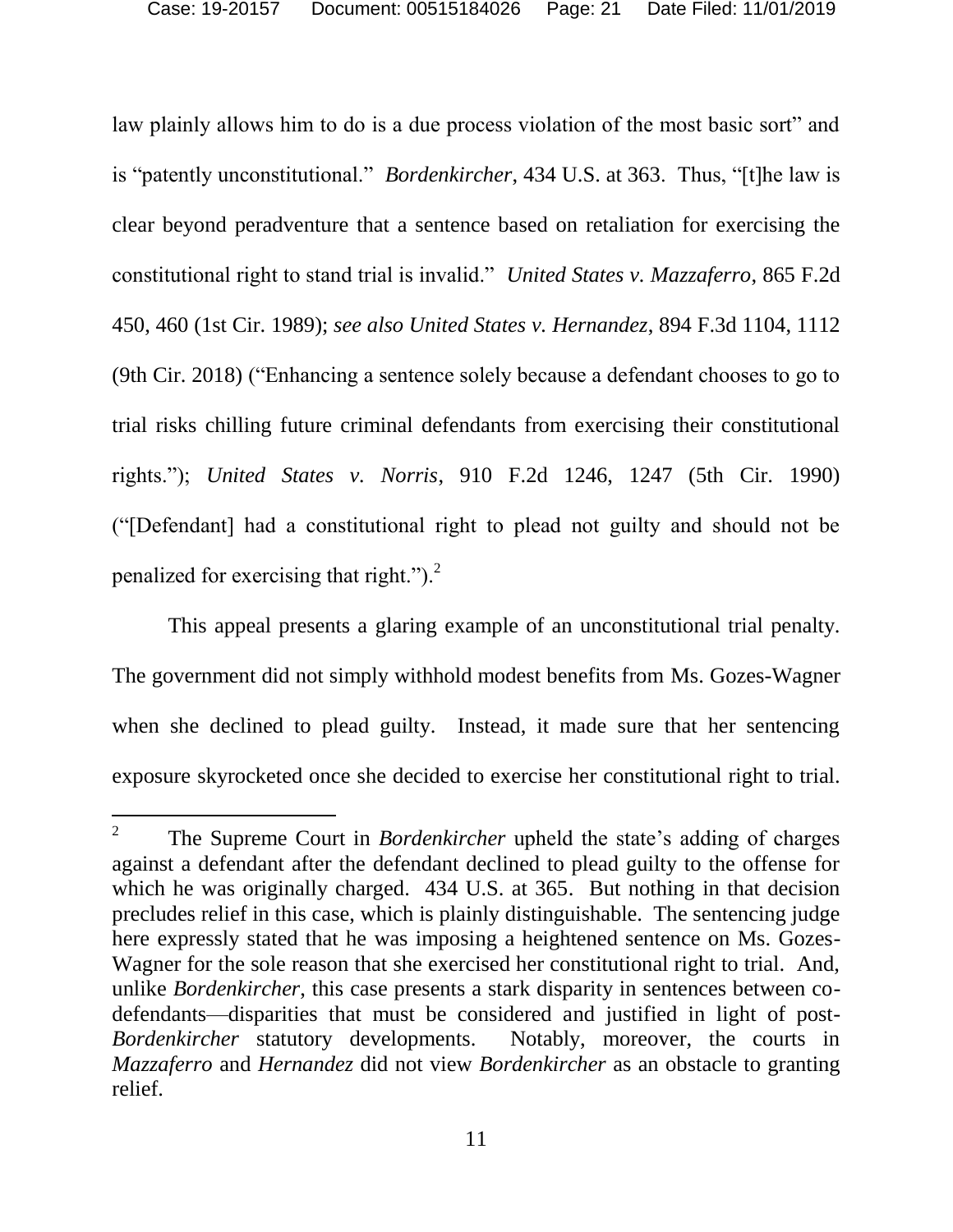law plainly allows him to do is a due process violation of the most basic sort" and is "patently unconstitutional." *Bordenkircher*, 434 U.S. at 363. Thus, "[t]he law is clear beyond peradventure that a sentence based on retaliation for exercising the constitutional right to stand trial is invalid." *United States v. Mazzaferro*, 865 F.2d 450, 460 (1st Cir. 1989); *see also United States v. Hernandez*, 894 F.3d 1104, 1112 (9th Cir. 2018) ("Enhancing a sentence solely because a defendant chooses to go to trial risks chilling future criminal defendants from exercising their constitutional rights."); *United States v. Norris*, 910 F.2d 1246, 1247 (5th Cir. 1990) ("[Defendant] had a constitutional right to plead not guilty and should not be penalized for exercising that right.").[2]

This appeal presents a glaring example of an unconstitutional trial penalty. The government did not simply withhold modest benefits from Ms. Gozes-Wagner when she declined to plead guilty. Instead, it made sure that her sentencing exposure skyrocketed once she decided to exercise her constitutional right to trial.

[2] The Supreme Court in *Bordenkircher* upheld the state's adding of charges against a defendant after the defendant declined to plead guilty to the offense for which he was originally charged. 434 U.S. at 365. But nothing in that decision precludes relief in this case, which is plainly distinguishable. The sentencing judge here expressly stated that he was imposing a heightened sentence on Ms. Gozes-Wagner for the sole reason that she exercised her constitutional right to trial. And, unlike *Bordenkircher*, this case presents a stark disparity in sentences between co-defendants—disparities that must be considered and justified in light of post-*Bordenkircher* statutory developments. Notably, moreover, the courts in *Mazzaferro* and *Hernandez* did not view *Bordenkircher* as an obstacle to granting relief.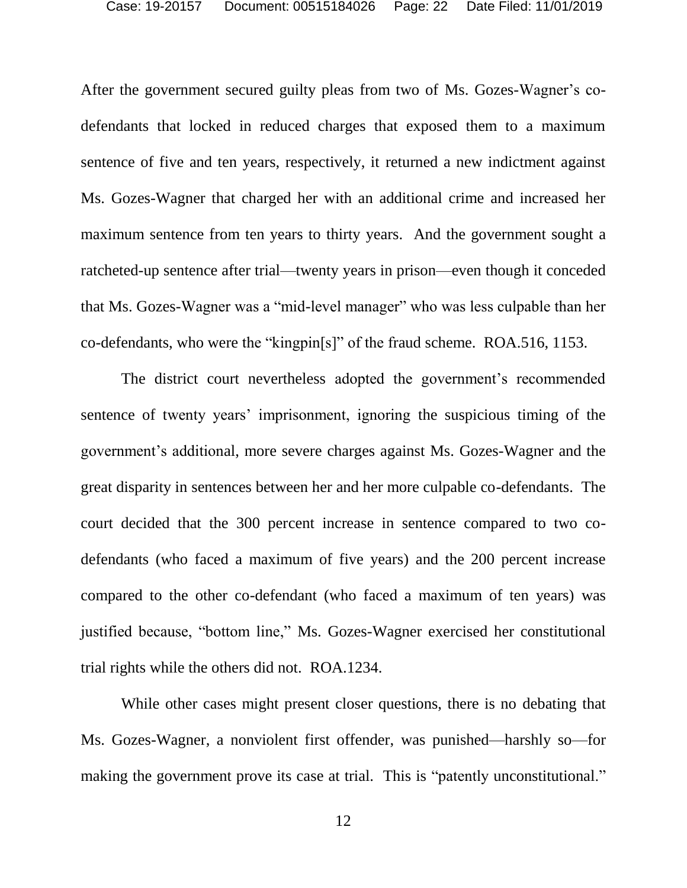After the government secured guilty pleas from two of Ms. Gozes-Wagner's co-defendants that locked in reduced charges that exposed them to a maximum sentence of five and ten years, respectively, it returned a new indictment against Ms. Gozes-Wagner that charged her with an additional crime and increased her maximum sentence from ten years to thirty years. And the government sought a ratcheted-up sentence after trial—twenty years in prison—even though it conceded that Ms. Gozes-Wagner was a "mid-level manager" who was less culpable than her co-defendants, who were the "kingpin[s]" of the fraud scheme. ROA.516, 1153.

The district court nevertheless adopted the government's recommended sentence of twenty years' imprisonment, ignoring the suspicious timing of the government's additional, more severe charges against Ms. Gozes-Wagner and the great disparity in sentences between her and her more culpable co-defendants. The court decided that the 300 percent increase in sentence compared to two co-defendants (who faced a maximum of five years) and the 200 percent increase compared to the other co-defendant (who faced a maximum of ten years) was justified because, "bottom line," Ms. Gozes-Wagner exercised her constitutional trial rights while the others did not. ROA.1234.

While other cases might present closer questions, there is no debating that Ms. Gozes-Wagner, a nonviolent first offender, was punished—harshly so—for making the government prove its case at trial. This is "patently unconstitutional."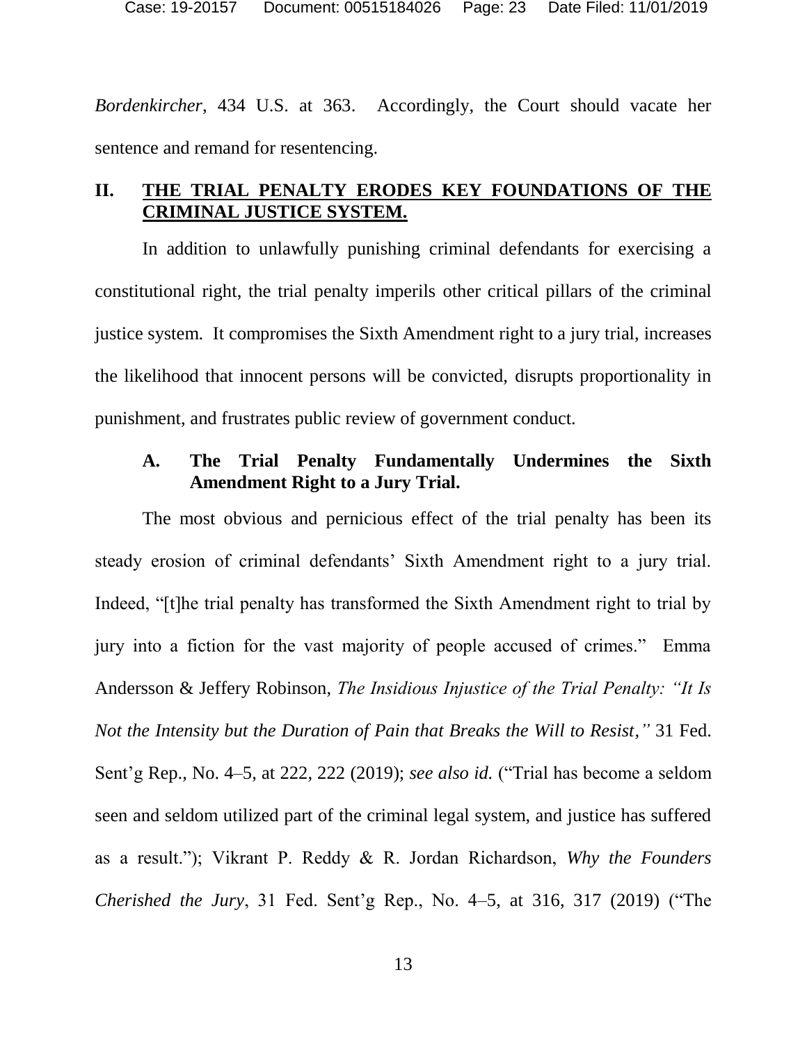*Bordenkircher*, 434 U.S. at 363. Accordingly, the Court should vacate her sentence and remand for resentencing.

## II. THE TRIAL PENALTY ERODES KEY FOUNDATIONS OF THE CRIMINAL JUSTICE SYSTEM.

In addition to unlawfully punishing criminal defendants for exercising a constitutional right, the trial penalty imperils other critical pillars of the criminal justice system. It compromises the Sixth Amendment right to a jury trial, increases the likelihood that innocent persons will be convicted, disrupts proportionality in punishment, and frustrates public review of government conduct.

### A. The Trial Penalty Fundamentally Undermines the Sixth Amendment Right to a Jury Trial.

The most obvious and pernicious effect of the trial penalty has been its steady erosion of criminal defendants' Sixth Amendment right to a jury trial. Indeed, "[t]he trial penalty has transformed the Sixth Amendment right to trial by jury into a fiction for the vast majority of people accused of crimes." Emma Andersson & Jeffery Robinson, *The Insidious Injustice of the Trial Penalty: "It Is Not the Intensity but the Duration of Pain that Breaks the Will to Resist,"* 31 Fed. Sent'g Rep., No. 4–5, at 222, 222 (2019); *see also id.* ("Trial has become a seldom seen and seldom utilized part of the criminal legal system, and justice has suffered as a result."); Vikrant P. Reddy & R. Jordan Richardson, *Why the Founders Cherished the Jury*, 31 Fed. Sent'g Rep., No. 4–5, at 316, 317 (2019) ("The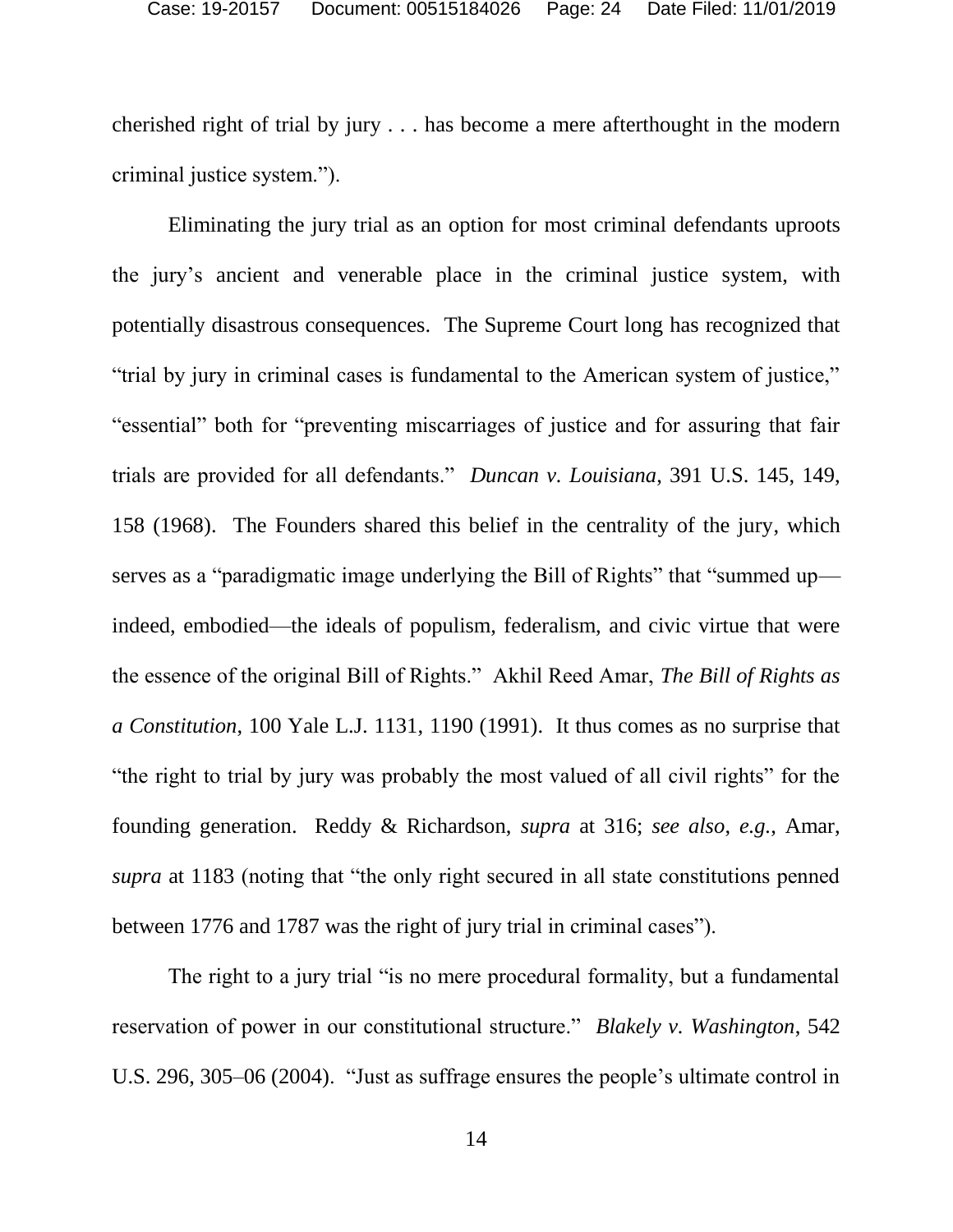cherished right of trial by jury . . . has become a mere afterthought in the modern criminal justice system.").

Eliminating the jury trial as an option for most criminal defendants uproots the jury's ancient and venerable place in the criminal justice system, with potentially disastrous consequences. The Supreme Court long has recognized that "trial by jury in criminal cases is fundamental to the American system of justice," "essential" both for "preventing miscarriages of justice and for assuring that fair trials are provided for all defendants." *Duncan v. Louisiana*, 391 U.S. 145, 149, 158 (1968). The Founders shared this belief in the centrality of the jury, which serves as a "paradigmatic image underlying the Bill of Rights" that "summed up—indeed, embodied—the ideals of populism, federalism, and civic virtue that were the essence of the original Bill of Rights." Akhil Reed Amar, *The Bill of Rights as a Constitution*, 100 Yale L.J. 1131, 1190 (1991). It thus comes as no surprise that "the right to trial by jury was probably the most valued of all civil rights" for the founding generation. Reddy & Richardson, *supra* at 316; *see also*, *e.g.*, Amar, *supra* at 1183 (noting that "the only right secured in all state constitutions penned between 1776 and 1787 was the right of jury trial in criminal cases").

The right to a jury trial "is no mere procedural formality, but a fundamental reservation of power in our constitutional structure." *Blakely v. Washington*, 542 U.S. 296, 305–06 (2004). "Just as suffrage ensures the people's ultimate control in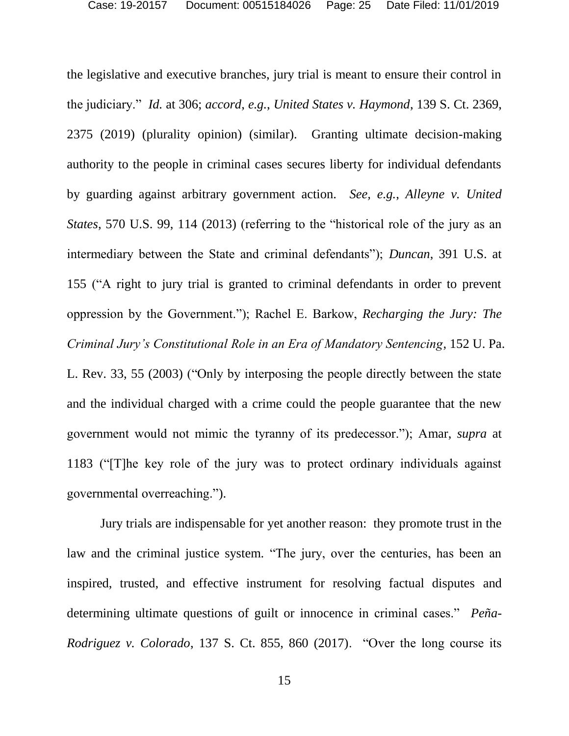the legislative and executive branches, jury trial is meant to ensure their control in the judiciary." *Id.* at 306; *accord*, *e.g.*, *United States v. Haymond*, 139 S. Ct. 2369, 2375 (2019) (plurality opinion) (similar). Granting ultimate decision-making authority to the people in criminal cases secures liberty for individual defendants by guarding against arbitrary government action. *See, e.g.*, *Alleyne v. United States*, 570 U.S. 99, 114 (2013) (referring to the "historical role of the jury as an intermediary between the State and criminal defendants"); *Duncan*, 391 U.S. at 155 ("A right to jury trial is granted to criminal defendants in order to prevent oppression by the Government."); Rachel E. Barkow, *Recharging the Jury: The Criminal Jury's Constitutional Role in an Era of Mandatory Sentencing*, 152 U. Pa. L. Rev. 33, 55 (2003) ("Only by interposing the people directly between the state and the individual charged with a crime could the people guarantee that the new government would not mimic the tyranny of its predecessor."); Amar, *supra* at 1183 ("[T]he key role of the jury was to protect ordinary individuals against governmental overreaching.").

Jury trials are indispensable for yet another reason: they promote trust in the law and the criminal justice system. "The jury, over the centuries, has been an inspired, trusted, and effective instrument for resolving factual disputes and determining ultimate questions of guilt or innocence in criminal cases." *Peña-Rodriguez v. Colorado*, 137 S. Ct. 855, 860 (2017). "Over the long course its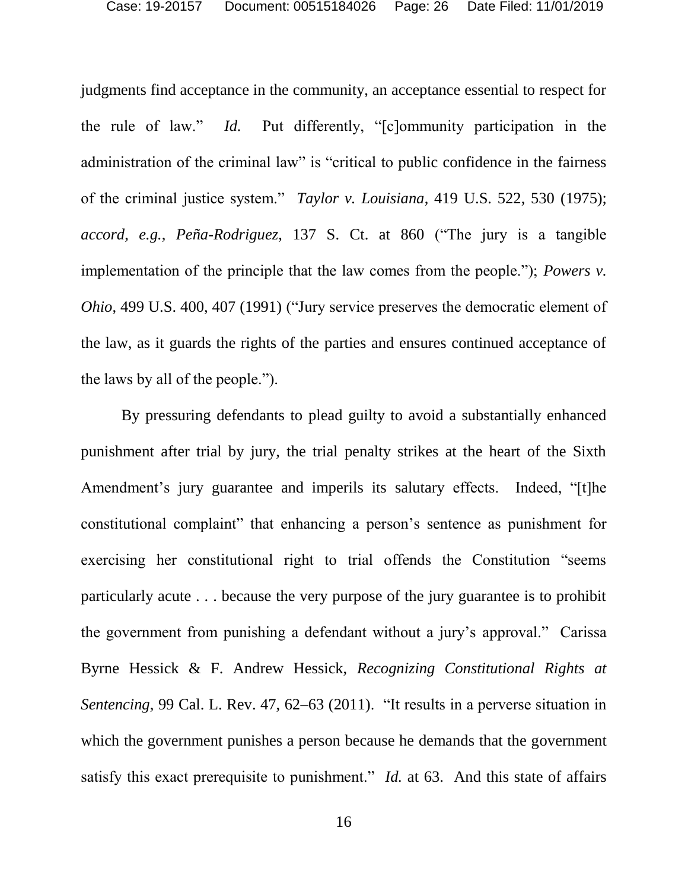judgments find acceptance in the community, an acceptance essential to respect for the rule of law." *Id.* Put differently, "[c]ommunity participation in the administration of the criminal law" is "critical to public confidence in the fairness of the criminal justice system." *Taylor v. Louisiana*, 419 U.S. 522, 530 (1975); *accord*, *e.g.*, *Peña-Rodriguez*, 137 S. Ct. at 860 ("The jury is a tangible implementation of the principle that the law comes from the people."); *Powers v. Ohio*, 499 U.S. 400, 407 (1991) ("Jury service preserves the democratic element of the law, as it guards the rights of the parties and ensures continued acceptance of the laws by all of the people.").

By pressuring defendants to plead guilty to avoid a substantially enhanced punishment after trial by jury, the trial penalty strikes at the heart of the Sixth Amendment's jury guarantee and imperils its salutary effects. Indeed, "[t]he constitutional complaint" that enhancing a person's sentence as punishment for exercising her constitutional right to trial offends the Constitution "seems particularly acute . . . because the very purpose of the jury guarantee is to prohibit the government from punishing a defendant without a jury's approval." Carissa Byrne Hessick & F. Andrew Hessick, *Recognizing Constitutional Rights at Sentencing*, 99 Cal. L. Rev. 47, 62–63 (2011). "It results in a perverse situation in which the government punishes a person because he demands that the government satisfy this exact prerequisite to punishment." *Id.* at 63. And this state of affairs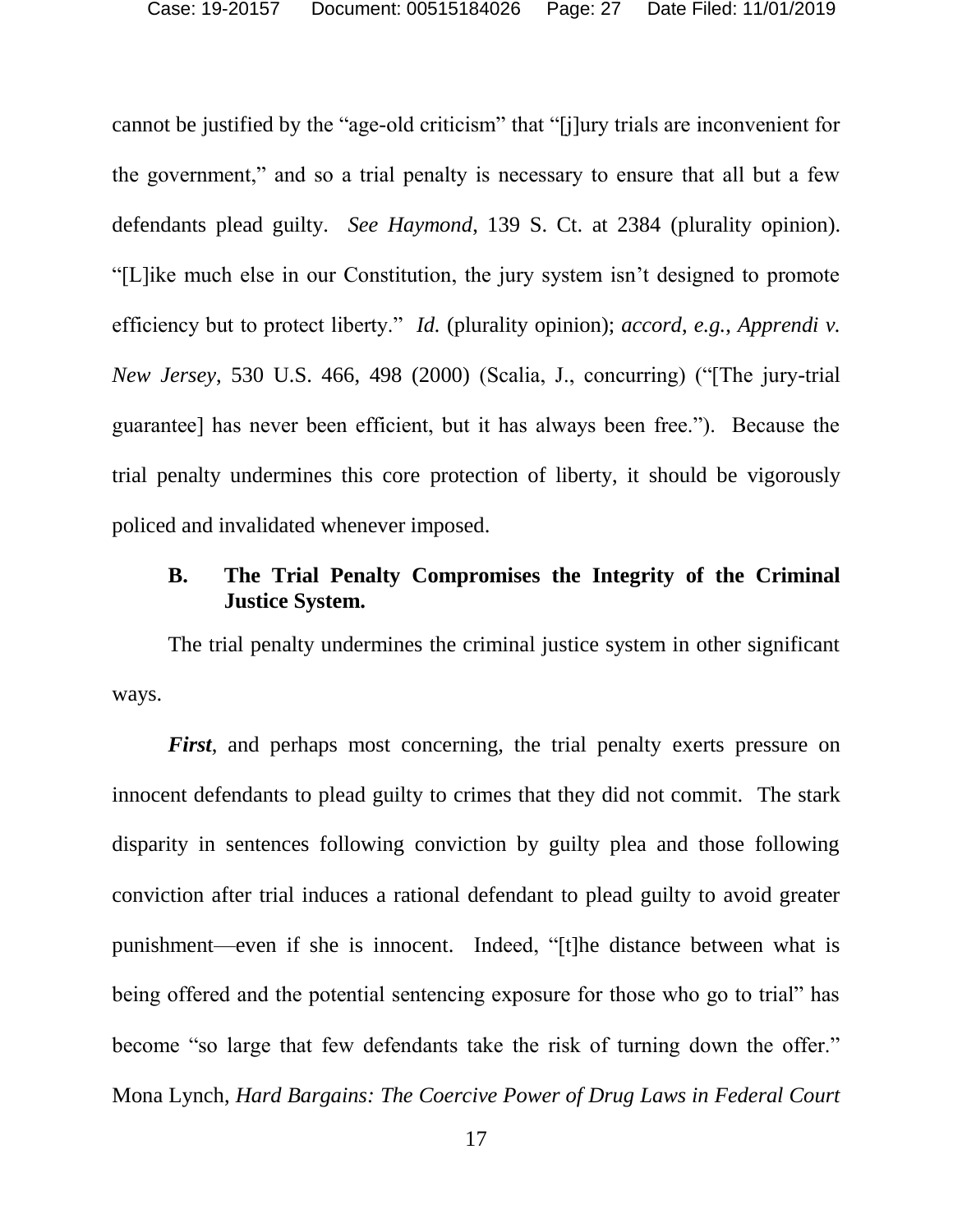cannot be justified by the "age-old criticism" that "[j]ury trials are inconvenient for the government," and so a trial penalty is necessary to ensure that all but a few defendants plead guilty. *See Haymond*, 139 S. Ct. at 2384 (plurality opinion). "[L]ike much else in our Constitution, the jury system isn't designed to promote efficiency but to protect liberty." *Id.* (plurality opinion); *accord*, *e.g.*, *Apprendi v. New Jersey*, 530 U.S. 466, 498 (2000) (Scalia, J., concurring) ("[The jury-trial guarantee] has never been efficient, but it has always been free."). Because the trial penalty undermines this core protection of liberty, it should be vigorously policed and invalidated whenever imposed.

### B. The Trial Penalty Compromises the Integrity of the Criminal Justice System.

The trial penalty undermines the criminal justice system in other significant ways.

***First***, and perhaps most concerning, the trial penalty exerts pressure on innocent defendants to plead guilty to crimes that they did not commit. The stark disparity in sentences following conviction by guilty plea and those following conviction after trial induces a rational defendant to plead guilty to avoid greater punishment—even if she is innocent. Indeed, "[t]he distance between what is being offered and the potential sentencing exposure for those who go to trial" has become "so large that few defendants take the risk of turning down the offer." Mona Lynch, *Hard Bargains: The Coercive Power of Drug Laws in Federal Court*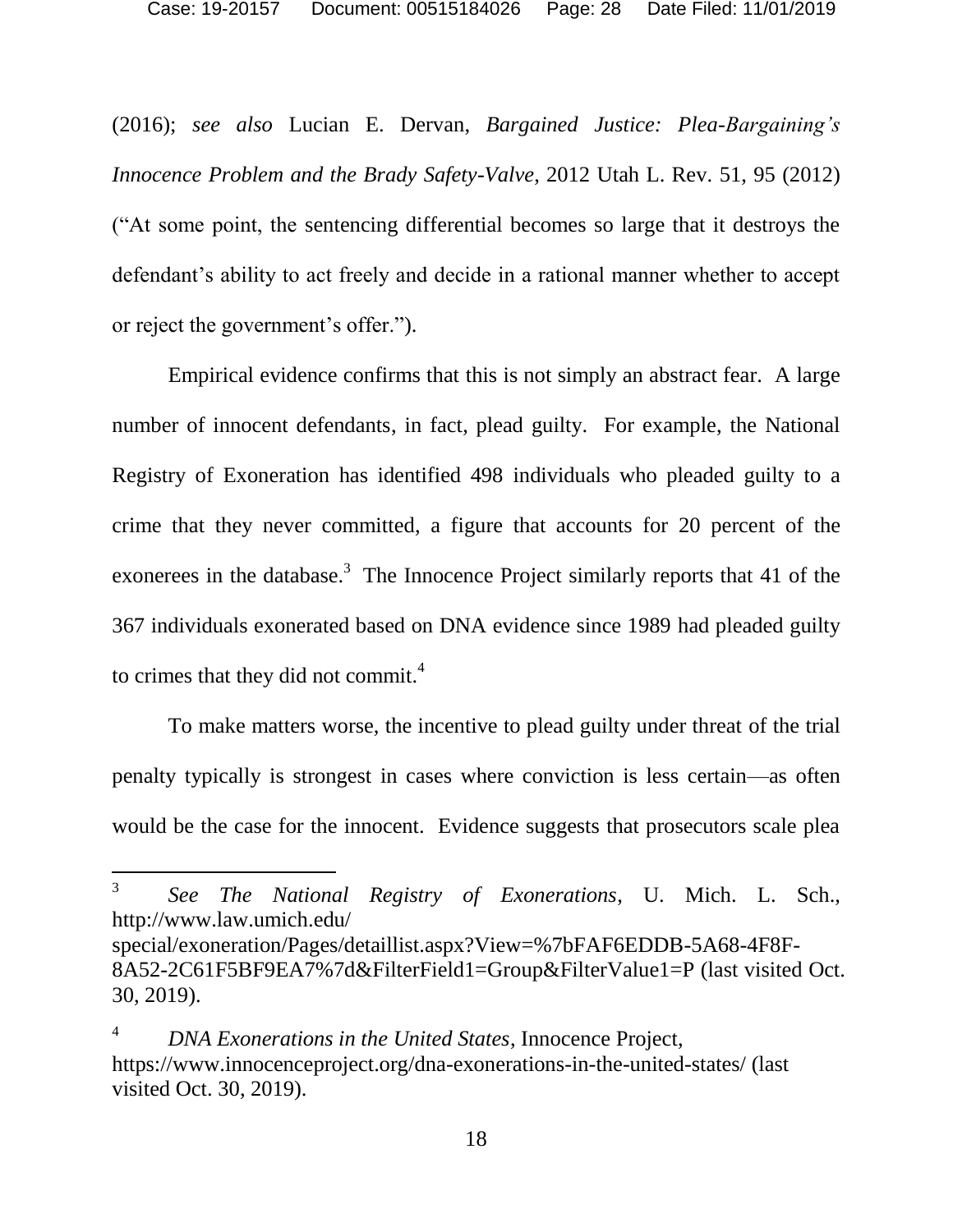(2016); *see also* Lucian E. Dervan, *Bargained Justice: Plea-Bargaining's Innocence Problem and the Brady Safety-Valve*, 2012 Utah L. Rev. 51, 95 (2012) ("At some point, the sentencing differential becomes so large that it destroys the defendant's ability to act freely and decide in a rational manner whether to accept or reject the government's offer.").

Empirical evidence confirms that this is not simply an abstract fear. A large number of innocent defendants, in fact, plead guilty. For example, the National Registry of Exoneration has identified 498 individuals who pleaded guilty to a crime that they never committed, a figure that accounts for 20 percent of the exonerees in the database.[3] The Innocence Project similarly reports that 41 of the 367 individuals exonerated based on DNA evidence since 1989 had pleaded guilty to crimes that they did not commit.[4]

To make matters worse, the incentive to plead guilty under threat of the trial penalty typically is strongest in cases where conviction is less certain—as often would be the case for the innocent. Evidence suggests that prosecutors scale plea

---

[3] *See The National Registry of Exonerations*, U. Mich. L. Sch., http://www.law.umich.edu/special/exoneration/Pages/detaillist.aspx?View=%7bFAF6EDDB-5A68-4F8F-8A52-2C61F5BF9EA7%7d&FilterField1=Group&FilterValue1=P (last visited Oct. 30, 2019).

[4] *DNA Exonerations in the United States*, Innocence Project, https://www.innocenceproject.org/dna-exonerations-in-the-united-states/ (last visited Oct. 30, 2019).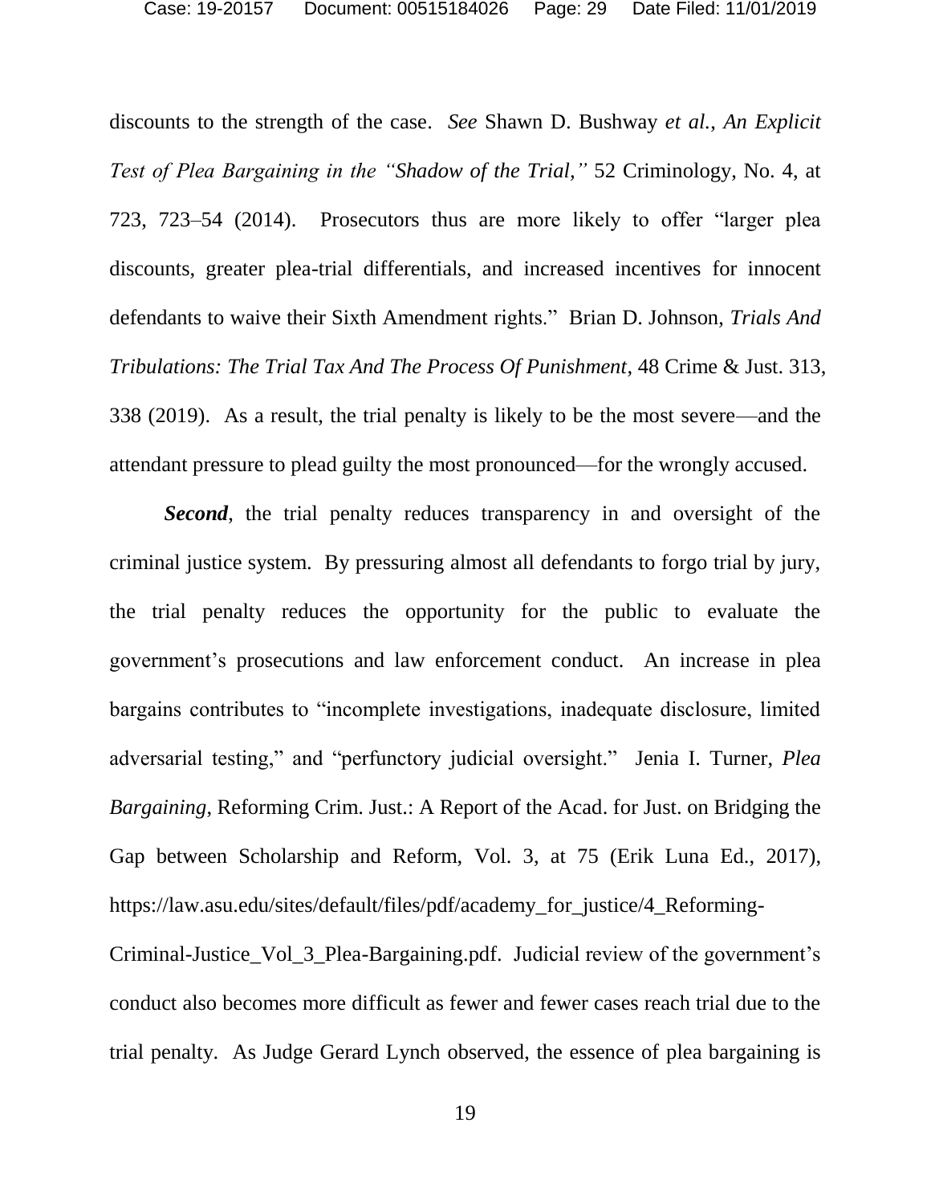discounts to the strength of the case. *See* Shawn D. Bushway *et al.*, *An Explicit Test of Plea Bargaining in the "Shadow of the Trial,"* 52 Criminology, No. 4, at 723, 723–54 (2014). Prosecutors thus are more likely to offer "larger plea discounts, greater plea-trial differentials, and increased incentives for innocent defendants to waive their Sixth Amendment rights." Brian D. Johnson, *Trials And Tribulations: The Trial Tax And The Process Of Punishment*, 48 Crime & Just. 313, 338 (2019). As a result, the trial penalty is likely to be the most severe—and the attendant pressure to plead guilty the most pronounced—for the wrongly accused.

***Second***, the trial penalty reduces transparency in and oversight of the criminal justice system. By pressuring almost all defendants to forgo trial by jury, the trial penalty reduces the opportunity for the public to evaluate the government's prosecutions and law enforcement conduct. An increase in plea bargains contributes to "incomplete investigations, inadequate disclosure, limited adversarial testing," and "perfunctory judicial oversight." Jenia I. Turner, *Plea Bargaining*, Reforming Crim. Just.: A Report of the Acad. for Just. on Bridging the Gap between Scholarship and Reform, Vol. 3, at 75 (Erik Luna Ed., 2017), https://law.asu.edu/sites/default/files/pdf/academy_for_justice/4_Reforming-Criminal-Justice_Vol_3_Plea-Bargaining.pdf. Judicial review of the government's conduct also becomes more difficult as fewer and fewer cases reach trial due to the trial penalty. As Judge Gerard Lynch observed, the essence of plea bargaining is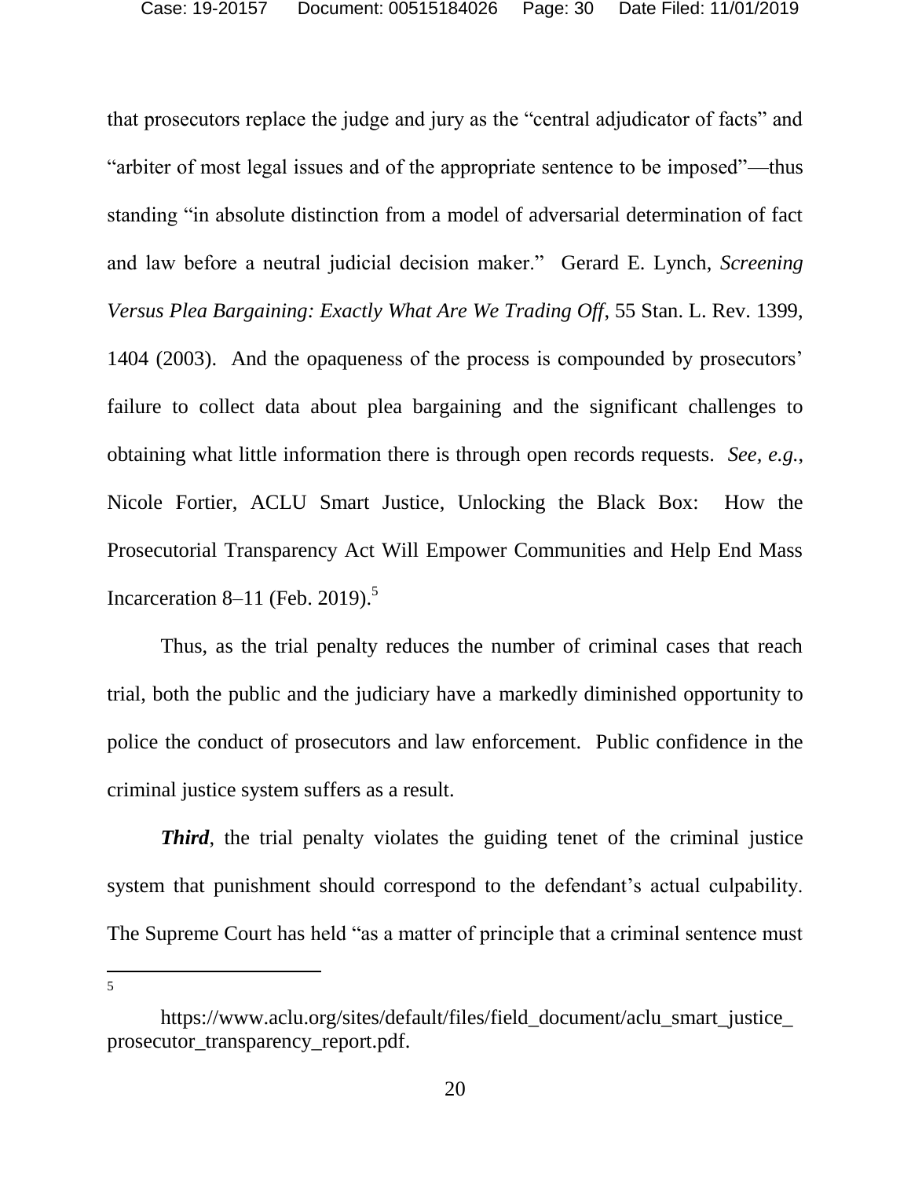that prosecutors replace the judge and jury as the "central adjudicator of facts" and "arbiter of most legal issues and of the appropriate sentence to be imposed"—thus standing "in absolute distinction from a model of adversarial determination of fact and law before a neutral judicial decision maker." Gerard E. Lynch, *Screening Versus Plea Bargaining: Exactly What Are We Trading Off*, 55 Stan. L. Rev. 1399, 1404 (2003). And the opaqueness of the process is compounded by prosecutors' failure to collect data about plea bargaining and the significant challenges to obtaining what little information there is through open records requests. *See, e.g.*, Nicole Fortier, ACLU Smart Justice, Unlocking the Black Box: How the Prosecutorial Transparency Act Will Empower Communities and Help End Mass Incarceration 8–11 (Feb. 2019).[5]

Thus, as the trial penalty reduces the number of criminal cases that reach trial, both the public and the judiciary have a markedly diminished opportunity to police the conduct of prosecutors and law enforcement. Public confidence in the criminal justice system suffers as a result.

***Third***, the trial penalty violates the guiding tenet of the criminal justice system that punishment should correspond to the defendant's actual culpability. The Supreme Court has held "as a matter of principle that a criminal sentence must

---

[5] https://www.aclu.org/sites/default/files/field_document/aclu_smart_justice_prosecutor_transparency_report.pdf.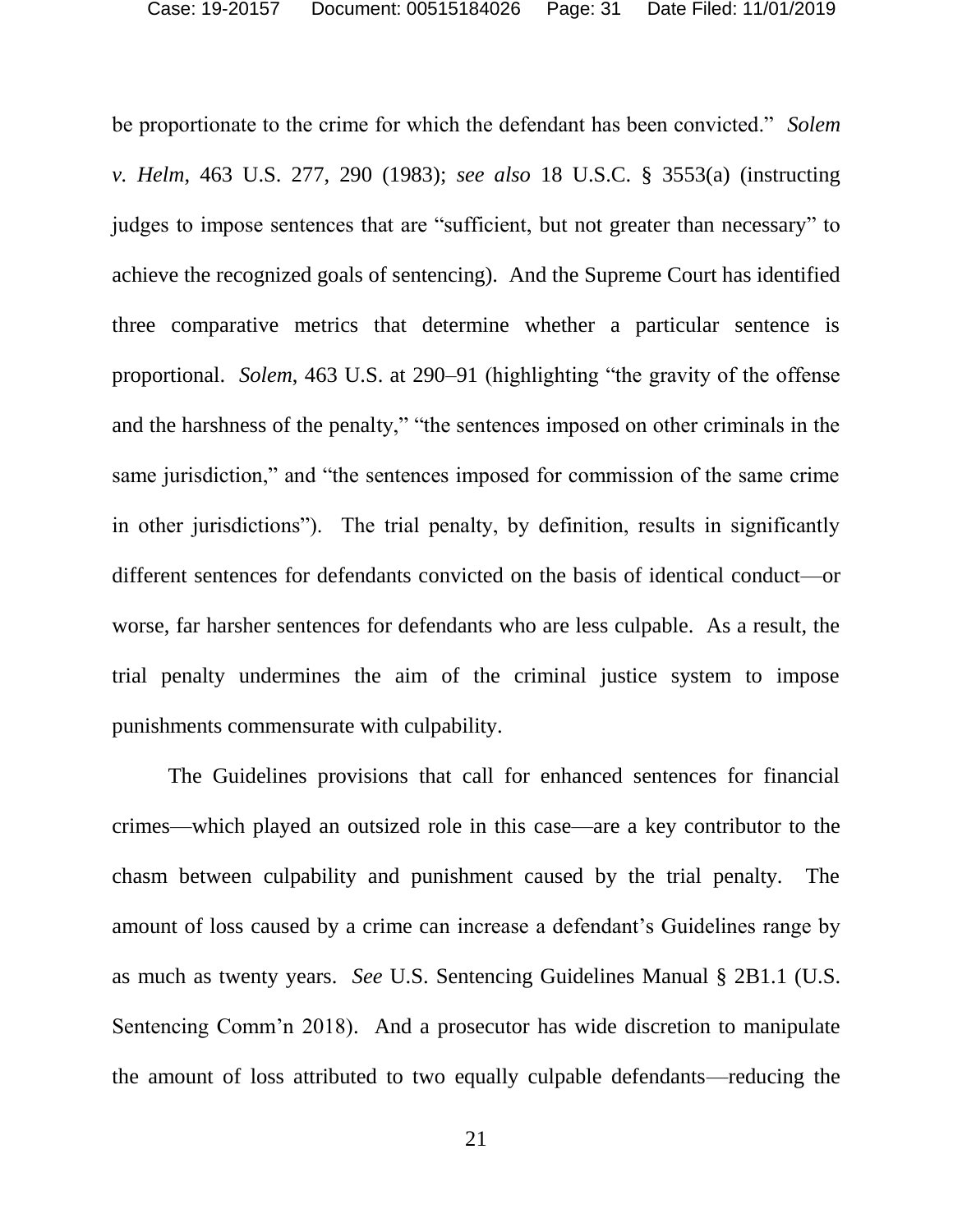be proportionate to the crime for which the defendant has been convicted." *Solem v. Helm*, 463 U.S. 277, 290 (1983); *see also* 18 U.S.C. § 3553(a) (instructing judges to impose sentences that are "sufficient, but not greater than necessary" to achieve the recognized goals of sentencing). And the Supreme Court has identified three comparative metrics that determine whether a particular sentence is proportional. *Solem*, 463 U.S. at 290–91 (highlighting "the gravity of the offense and the harshness of the penalty," "the sentences imposed on other criminals in the same jurisdiction," and "the sentences imposed for commission of the same crime in other jurisdictions"). The trial penalty, by definition, results in significantly different sentences for defendants convicted on the basis of identical conduct—or worse, far harsher sentences for defendants who are less culpable. As a result, the trial penalty undermines the aim of the criminal justice system to impose punishments commensurate with culpability.

The Guidelines provisions that call for enhanced sentences for financial crimes—which played an outsized role in this case—are a key contributor to the chasm between culpability and punishment caused by the trial penalty. The amount of loss caused by a crime can increase a defendant's Guidelines range by as much as twenty years. *See* U.S. Sentencing Guidelines Manual § 2B1.1 (U.S. Sentencing Comm'n 2018). And a prosecutor has wide discretion to manipulate the amount of loss attributed to two equally culpable defendants—reducing the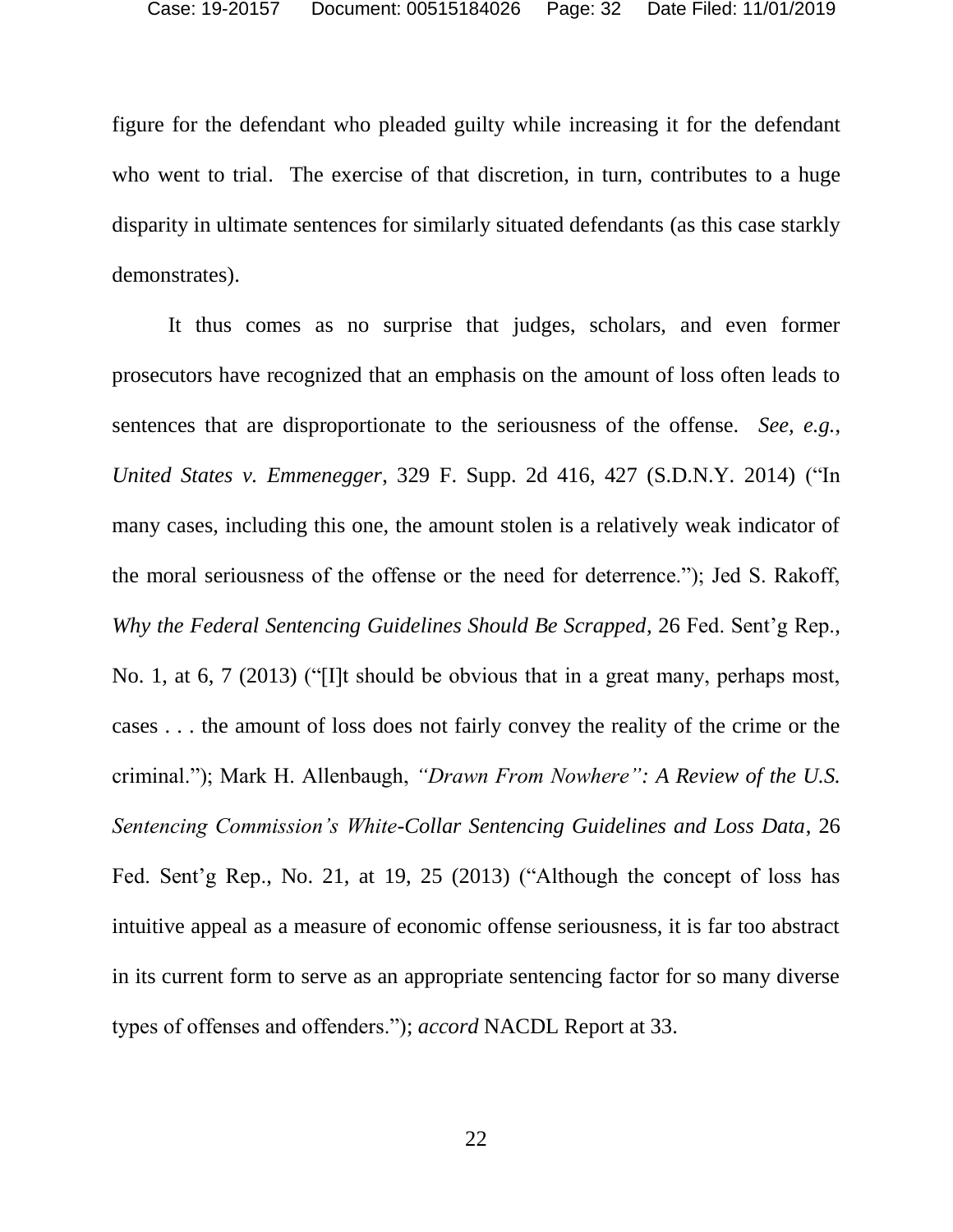figure for the defendant who pleaded guilty while increasing it for the defendant who went to trial. The exercise of that discretion, in turn, contributes to a huge disparity in ultimate sentences for similarly situated defendants (as this case starkly demonstrates).

It thus comes as no surprise that judges, scholars, and even former prosecutors have recognized that an emphasis on the amount of loss often leads to sentences that are disproportionate to the seriousness of the offense. *See, e.g.*, *United States v. Emmenegger*, 329 F. Supp. 2d 416, 427 (S.D.N.Y. 2014) ("In many cases, including this one, the amount stolen is a relatively weak indicator of the moral seriousness of the offense or the need for deterrence."); Jed S. Rakoff, *Why the Federal Sentencing Guidelines Should Be Scrapped*, 26 Fed. Sent'g Rep., No. 1, at 6, 7 (2013) ("[I]t should be obvious that in a great many, perhaps most, cases . . . the amount of loss does not fairly convey the reality of the crime or the criminal."); Mark H. Allenbaugh, *"Drawn From Nowhere": A Review of the U.S. Sentencing Commission's White-Collar Sentencing Guidelines and Loss Data*, 26 Fed. Sent'g Rep., No. 21, at 19, 25 (2013) ("Although the concept of loss has intuitive appeal as a measure of economic offense seriousness, it is far too abstract in its current form to serve as an appropriate sentencing factor for so many diverse types of offenses and offenders."); *accord* NACDL Report at 33.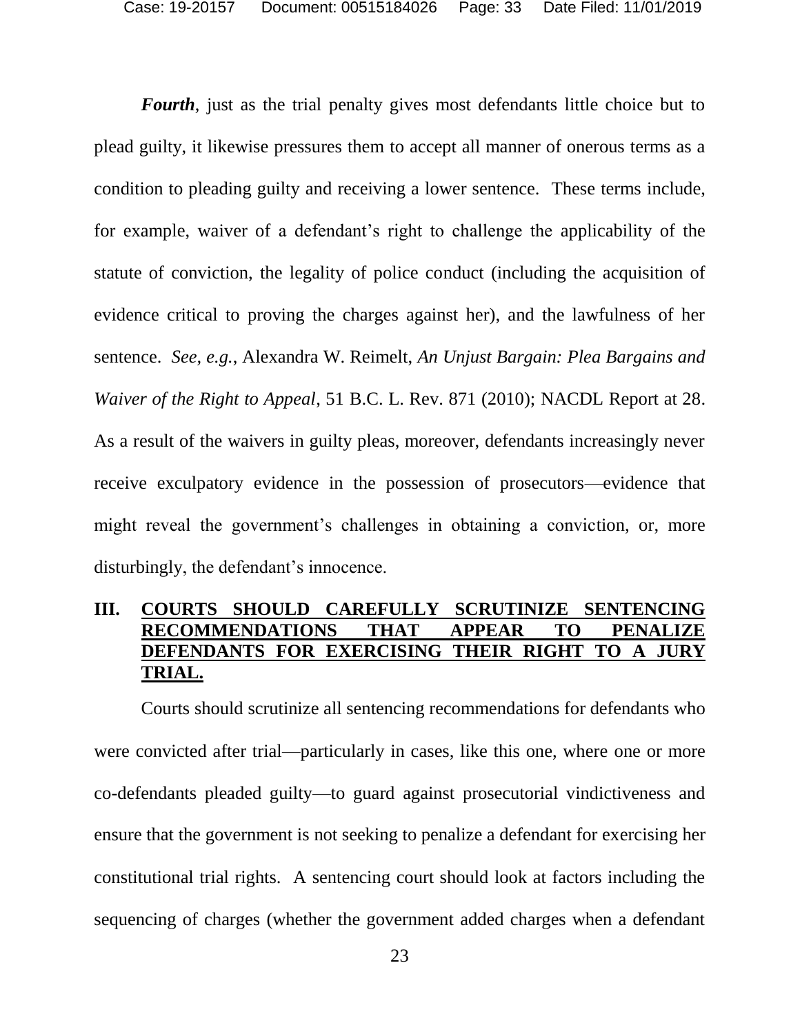***Fourth***, just as the trial penalty gives most defendants little choice but to plead guilty, it likewise pressures them to accept all manner of onerous terms as a condition to pleading guilty and receiving a lower sentence. These terms include, for example, waiver of a defendant's right to challenge the applicability of the statute of conviction, the legality of police conduct (including the acquisition of evidence critical to proving the charges against her), and the lawfulness of her sentence. *See, e.g.*, Alexandra W. Reimelt, *An Unjust Bargain: Plea Bargains and Waiver of the Right to Appeal*, 51 B.C. L. Rev. 871 (2010); NACDL Report at 28. As a result of the waivers in guilty pleas, moreover, defendants increasingly never receive exculpatory evidence in the possession of prosecutors—evidence that might reveal the government's challenges in obtaining a conviction, or, more disturbingly, the defendant's innocence.

## III. COURTS SHOULD CAREFULLY SCRUTINIZE SENTENCING RECOMMENDATIONS THAT APPEAR TO PENALIZE DEFENDANTS FOR EXERCISING THEIR RIGHT TO A JURY TRIAL.

Courts should scrutinize all sentencing recommendations for defendants who were convicted after trial—particularly in cases, like this one, where one or more co-defendants pleaded guilty—to guard against prosecutorial vindictiveness and ensure that the government is not seeking to penalize a defendant for exercising her constitutional trial rights. A sentencing court should look at factors including the sequencing of charges (whether the government added charges when a defendant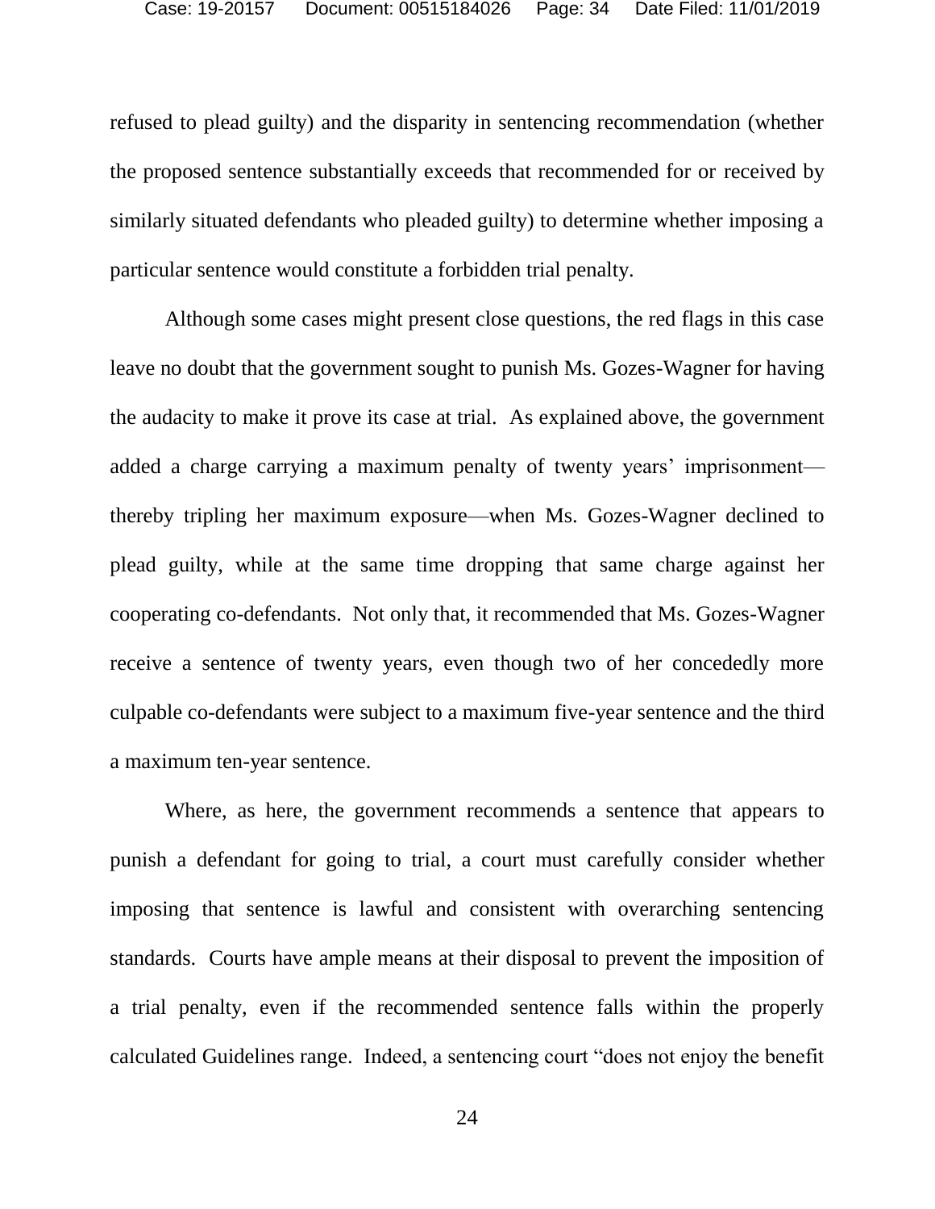refused to plead guilty) and the disparity in sentencing recommendation (whether the proposed sentence substantially exceeds that recommended for or received by similarly situated defendants who pleaded guilty) to determine whether imposing a particular sentence would constitute a forbidden trial penalty.

Although some cases might present close questions, the red flags in this case leave no doubt that the government sought to punish Ms. Gozes-Wagner for having the audacity to make it prove its case at trial. As explained above, the government added a charge carrying a maximum penalty of twenty years' imprisonment—thereby tripling her maximum exposure—when Ms. Gozes-Wagner declined to plead guilty, while at the same time dropping that same charge against her cooperating co-defendants. Not only that, it recommended that Ms. Gozes-Wagner receive a sentence of twenty years, even though two of her concededly more culpable co-defendants were subject to a maximum five-year sentence and the third a maximum ten-year sentence.

Where, as here, the government recommends a sentence that appears to punish a defendant for going to trial, a court must carefully consider whether imposing that sentence is lawful and consistent with overarching sentencing standards. Courts have ample means at their disposal to prevent the imposition of a trial penalty, even if the recommended sentence falls within the properly calculated Guidelines range. Indeed, a sentencing court "does not enjoy the benefit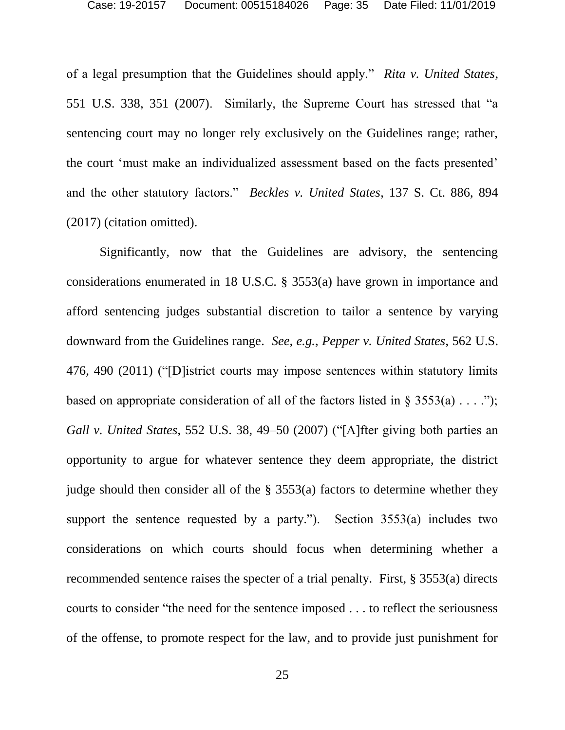of a legal presumption that the Guidelines should apply." *Rita v. United States*, 551 U.S. 338, 351 (2007). Similarly, the Supreme Court has stressed that "a sentencing court may no longer rely exclusively on the Guidelines range; rather, the court 'must make an individualized assessment based on the facts presented' and the other statutory factors." *Beckles v. United States*, 137 S. Ct. 886, 894 (2017) (citation omitted).

Significantly, now that the Guidelines are advisory, the sentencing considerations enumerated in 18 U.S.C. § 3553(a) have grown in importance and afford sentencing judges substantial discretion to tailor a sentence by varying downward from the Guidelines range. *See, e.g.*, *Pepper v. United States*, 562 U.S. 476, 490 (2011) ("[D]istrict courts may impose sentences within statutory limits based on appropriate consideration of all of the factors listed in § 3553(a) . . . ."); *Gall v. United States*, 552 U.S. 38, 49–50 (2007) ("[A]fter giving both parties an opportunity to argue for whatever sentence they deem appropriate, the district judge should then consider all of the § 3553(a) factors to determine whether they support the sentence requested by a party."). Section 3553(a) includes two considerations on which courts should focus when determining whether a recommended sentence raises the specter of a trial penalty. First, § 3553(a) directs courts to consider "the need for the sentence imposed . . . to reflect the seriousness of the offense, to promote respect for the law, and to provide just punishment for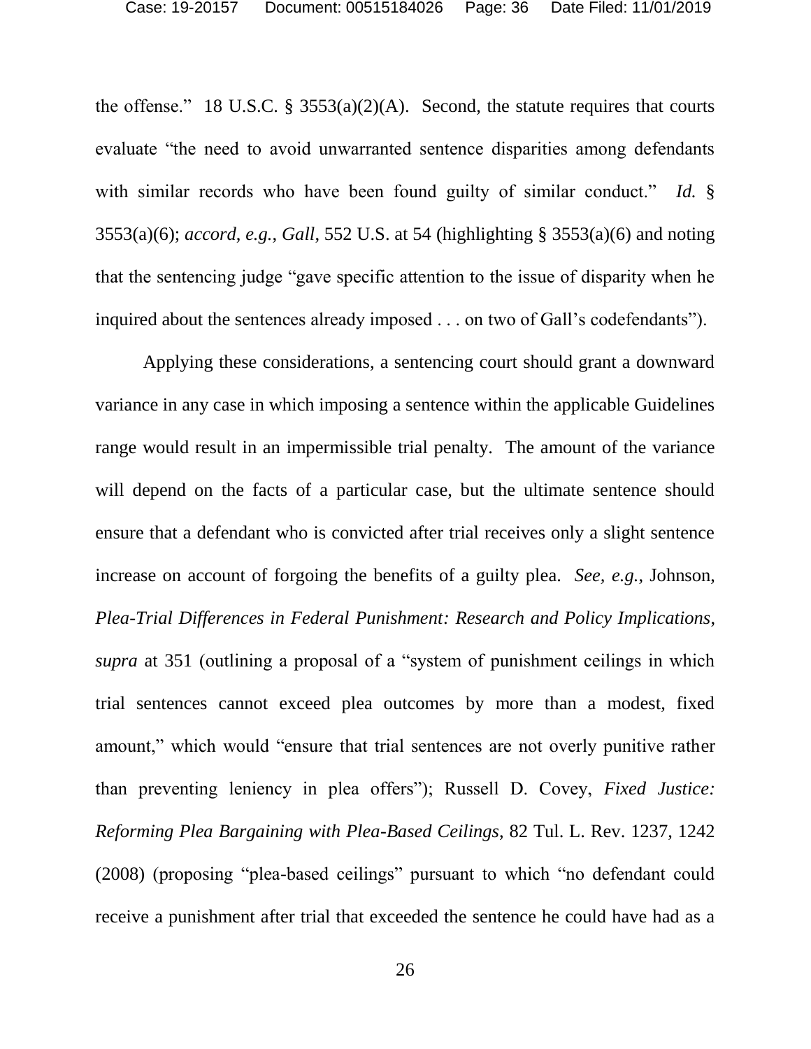the offense." 18 U.S.C. § 3553(a)(2)(A). Second, the statute requires that courts evaluate "the need to avoid unwarranted sentence disparities among defendants with similar records who have been found guilty of similar conduct." *Id.* § 3553(a)(6); *accord*, *e.g.*, *Gall*, 552 U.S. at 54 (highlighting § 3553(a)(6) and noting that the sentencing judge "gave specific attention to the issue of disparity when he inquired about the sentences already imposed . . . on two of Gall's codefendants").

Applying these considerations, a sentencing court should grant a downward variance in any case in which imposing a sentence within the applicable Guidelines range would result in an impermissible trial penalty. The amount of the variance will depend on the facts of a particular case, but the ultimate sentence should ensure that a defendant who is convicted after trial receives only a slight sentence increase on account of forgoing the benefits of a guilty plea. *See, e.g.*, Johnson, *Plea-Trial Differences in Federal Punishment: Research and Policy Implications*, *supra* at 351 (outlining a proposal of a "system of punishment ceilings in which trial sentences cannot exceed plea outcomes by more than a modest, fixed amount," which would "ensure that trial sentences are not overly punitive rather than preventing leniency in plea offers"); Russell D. Covey, *Fixed Justice: Reforming Plea Bargaining with Plea-Based Ceilings*, 82 Tul. L. Rev. 1237, 1242 (2008) (proposing "plea-based ceilings" pursuant to which "no defendant could receive a punishment after trial that exceeded the sentence he could have had as a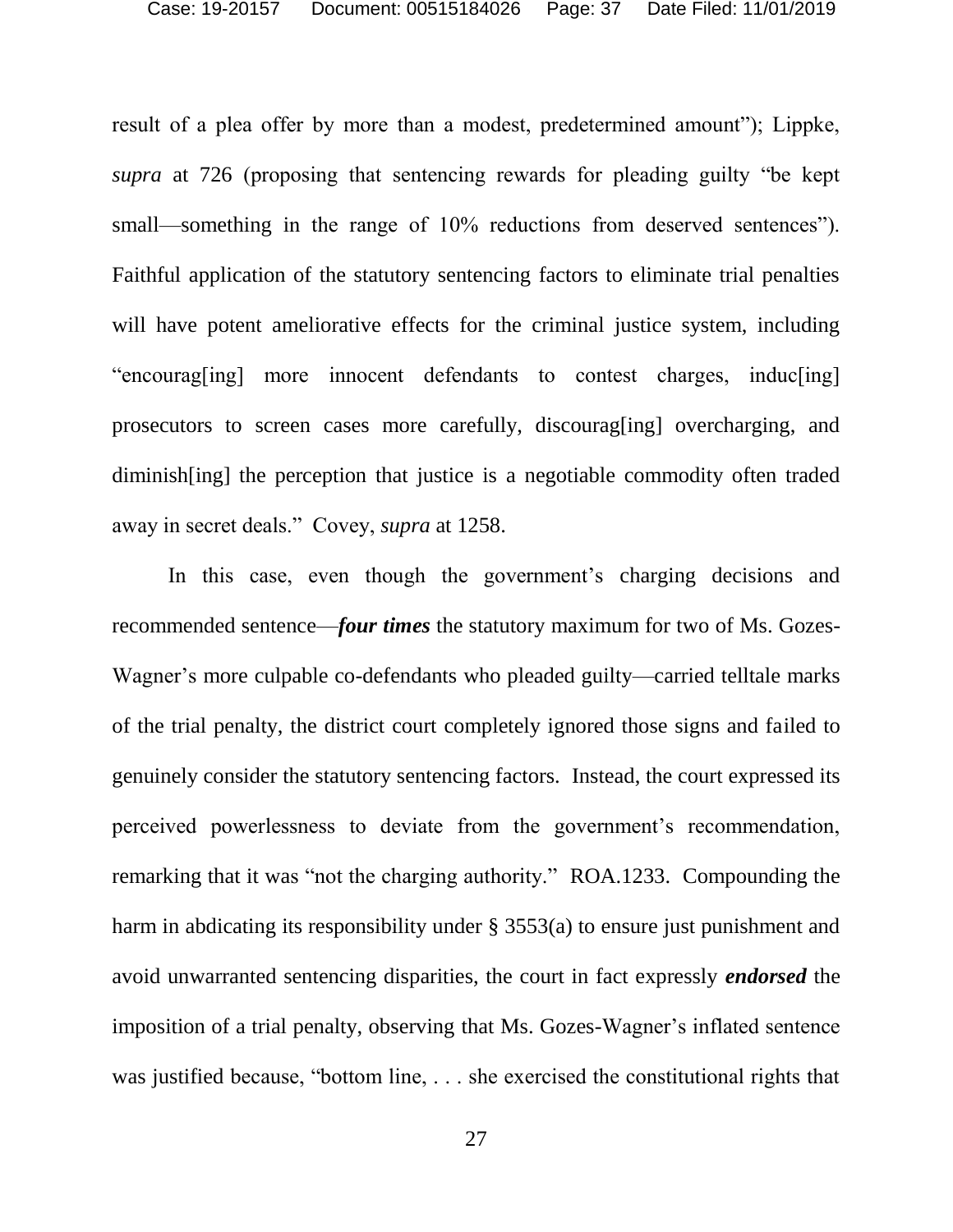result of a plea offer by more than a modest, predetermined amount"); Lippke, *supra* at 726 (proposing that sentencing rewards for pleading guilty "be kept small—something in the range of 10% reductions from deserved sentences"). Faithful application of the statutory sentencing factors to eliminate trial penalties will have potent ameliorative effects for the criminal justice system, including "encourag[ing] more innocent defendants to contest charges, induc[ing] prosecutors to screen cases more carefully, discourag[ing] overcharging, and diminish[ing] the perception that justice is a negotiable commodity often traded away in secret deals." Covey, *supra* at 1258.

In this case, even though the government's charging decisions and recommended sentence—***four times*** the statutory maximum for two of Ms. Gozes-Wagner's more culpable co-defendants who pleaded guilty—carried telltale marks of the trial penalty, the district court completely ignored those signs and failed to genuinely consider the statutory sentencing factors. Instead, the court expressed its perceived powerlessness to deviate from the government's recommendation, remarking that it was "not the charging authority." ROA.1233. Compounding the harm in abdicating its responsibility under § 3553(a) to ensure just punishment and avoid unwarranted sentencing disparities, the court in fact expressly ***endorsed*** the imposition of a trial penalty, observing that Ms. Gozes-Wagner's inflated sentence was justified because, "bottom line, . . . she exercised the constitutional rights that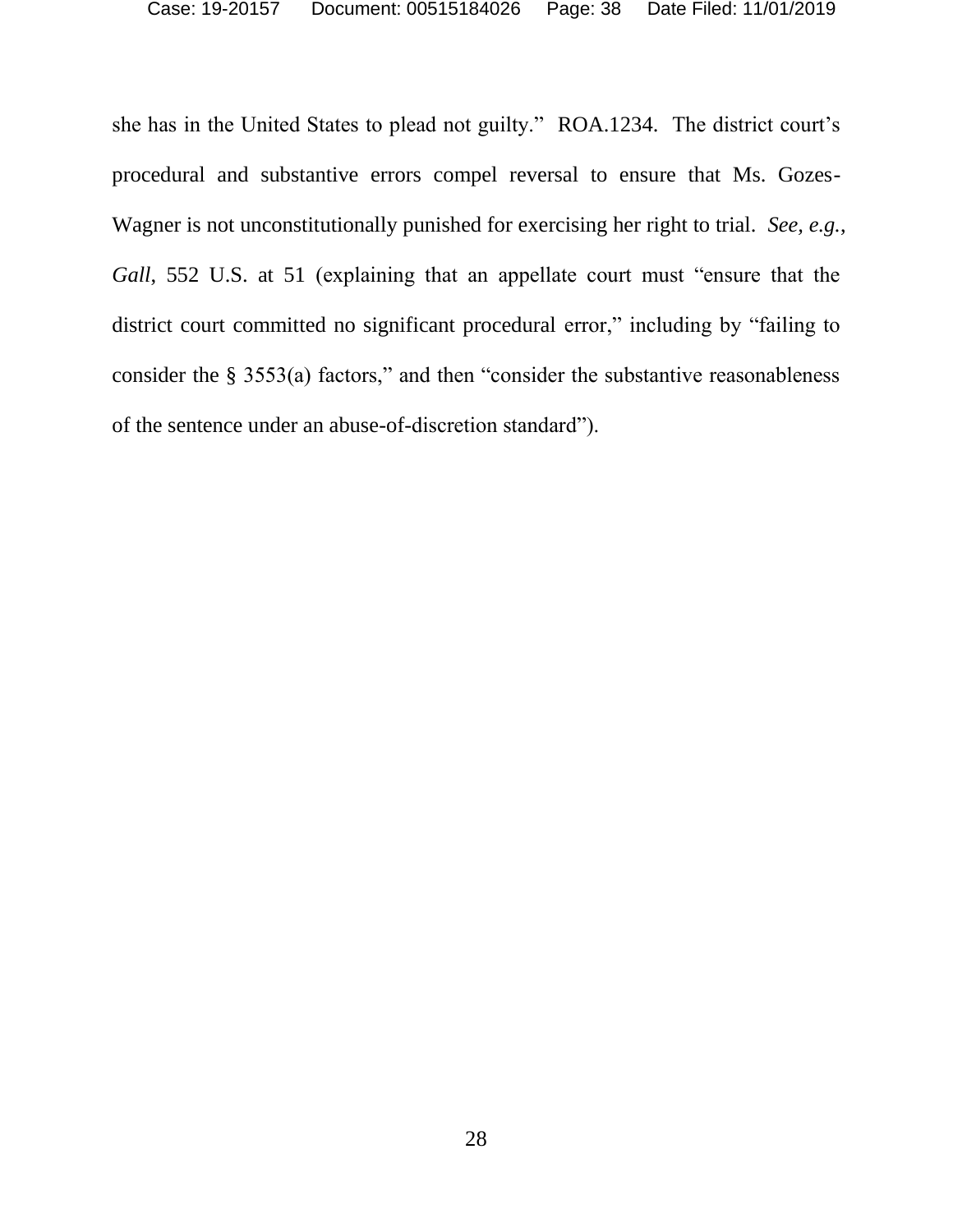she has in the United States to plead not guilty." ROA.1234. The district court's procedural and substantive errors compel reversal to ensure that Ms. Gozes-Wagner is not unconstitutionally punished for exercising her right to trial. *See, e.g.*, *Gall*, 552 U.S. at 51 (explaining that an appellate court must "ensure that the district court committed no significant procedural error," including by "failing to consider the § 3553(a) factors," and then "consider the substantive reasonableness of the sentence under an abuse-of-discretion standard").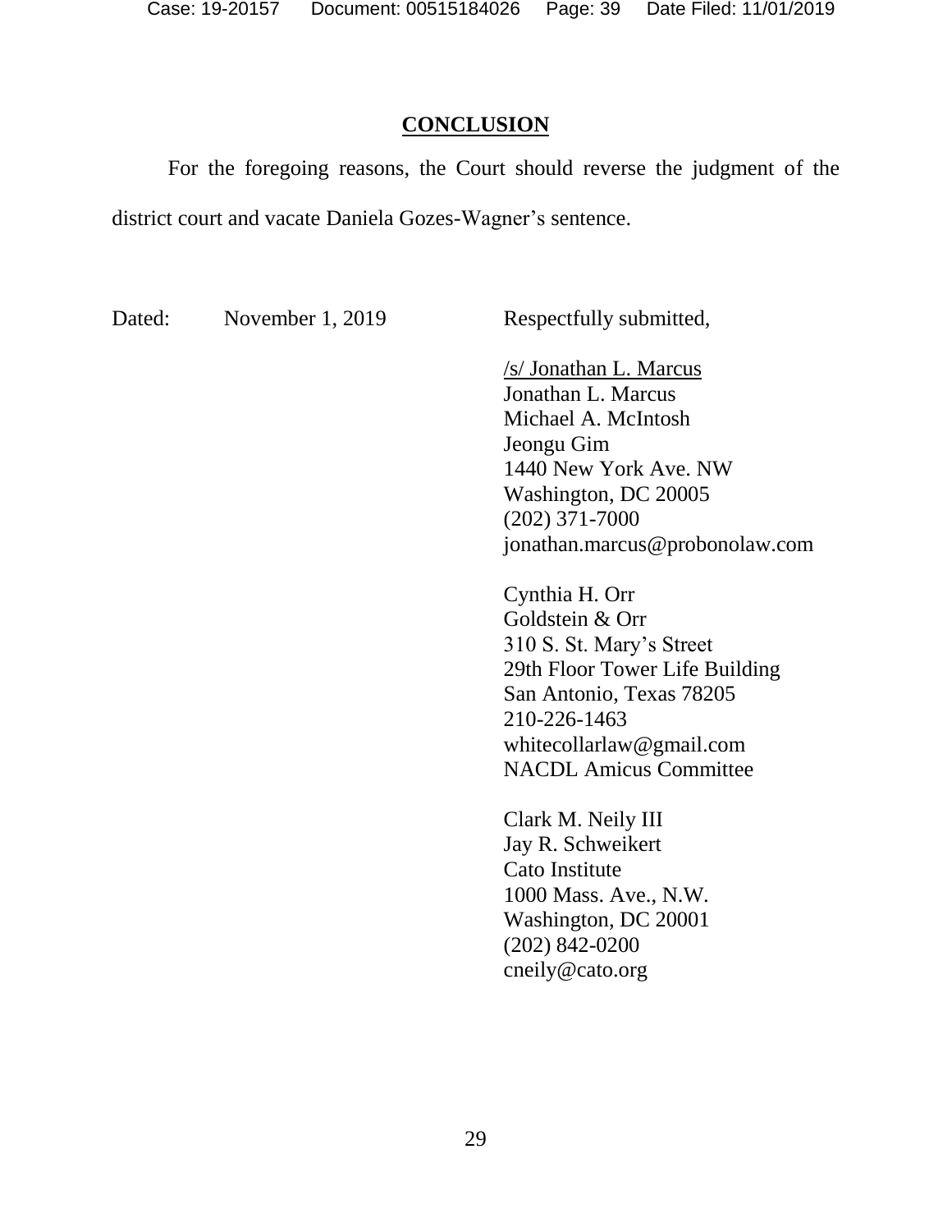## CONCLUSION

For the foregoing reasons, the Court should reverse the judgment of the district court and vacate Daniela Gozes-Wagner's sentence.

Dated: November 1, 2019

Respectfully submitted,

/s/ Jonathan L. Marcus
Jonathan L. Marcus
Michael A. McIntosh
Jeongu Gim
1440 New York Ave. NW
Washington, DC 20005
(202) 371-7000
jonathan.marcus@probonolaw.com

Cynthia H. Orr
Goldstein & Orr
310 S. St. Mary's Street
29th Floor Tower Life Building
San Antonio, Texas 78205
210-226-1463
whitecollarlaw@gmail.com
NACDL Amicus Committee

Clark M. Neily III
Jay R. Schweikert
Cato Institute
1000 Mass. Ave., N.W.
Washington, DC 20001
(202) 842-0200
cneily@cato.org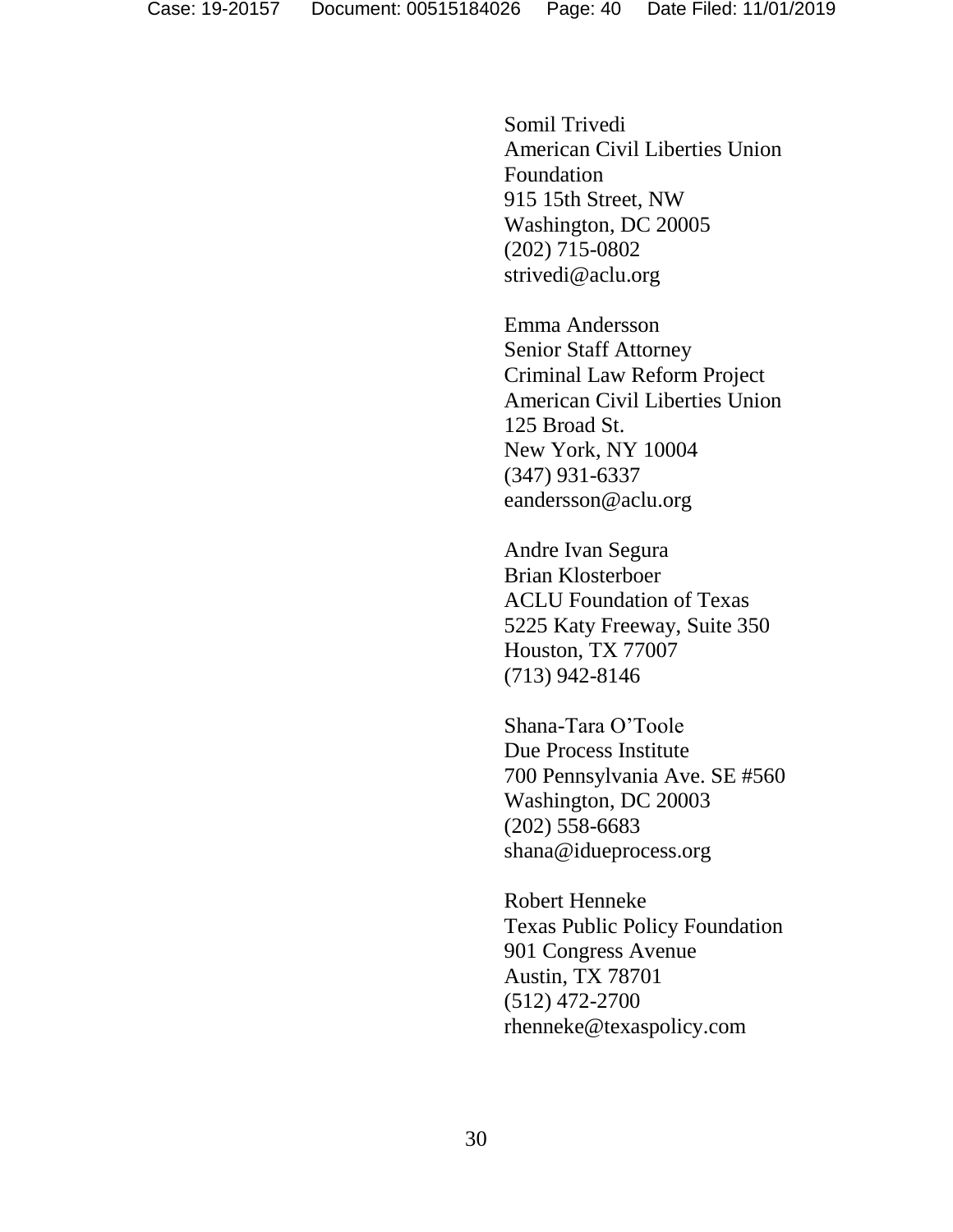Somil Trivedi
American Civil Liberties Union
Foundation
915 15th Street, NW
Washington, DC 20005
(202) 715-0802
strivedi@aclu.org

Emma Andersson
Senior Staff Attorney
Criminal Law Reform Project
American Civil Liberties Union
125 Broad St.
New York, NY 10004
(347) 931-6337
eandersson@aclu.org

Andre Ivan Segura
Brian Klosterboer
ACLU Foundation of Texas
5225 Katy Freeway, Suite 350
Houston, TX 77007
(713) 942-8146

Shana-Tara O'Toole
Due Process Institute
700 Pennsylvania Ave. SE #560
Washington, DC 20003
(202) 558-6683
shana@idueprocess.org

Robert Henneke
Texas Public Policy Foundation
901 Congress Avenue
Austin, TX 78701
(512) 472-2700
rhenneke@texaspolicy.com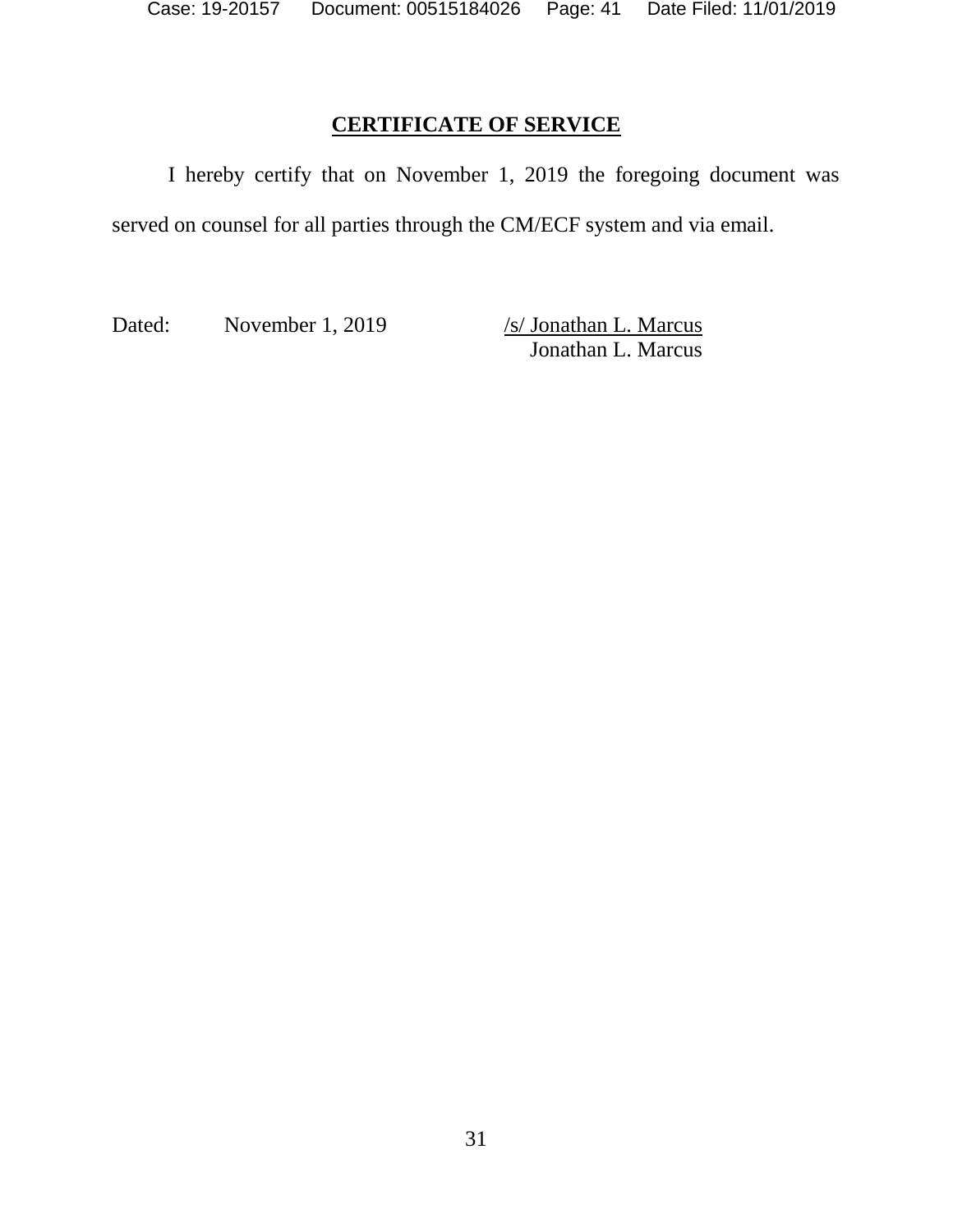## CERTIFICATE OF SERVICE

I hereby certify that on November 1, 2019 the foregoing document was served on counsel for all parties through the CM/ECF system and via email.

Dated: November 1, 2019

/s/ Jonathan L. Marcus
Jonathan L. Marcus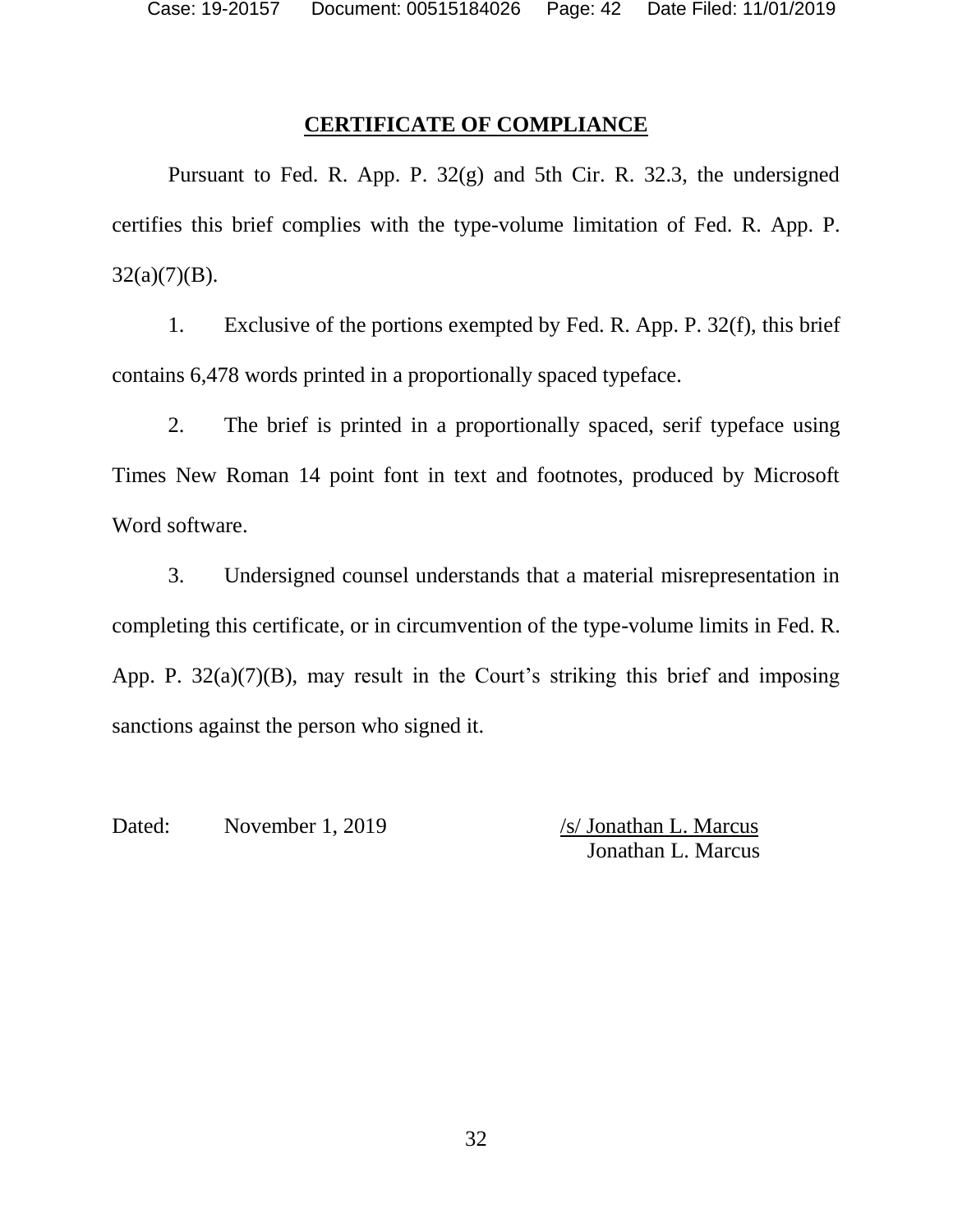**CERTIFICATE OF COMPLIANCE**

Pursuant to Fed. R. App. P. 32(g) and 5th Cir. R. 32.3, the undersigned certifies this brief complies with the type-volume limitation of Fed. R. App. P. 32(a)(7)(B).

1. Exclusive of the portions exempted by Fed. R. App. P. 32(f), this brief contains 6,478 words printed in a proportionally spaced typeface.

2. The brief is printed in a proportionally spaced, serif typeface using Times New Roman 14 point font in text and footnotes, produced by Microsoft Word software.

3. Undersigned counsel understands that a material misrepresentation in completing this certificate, or in circumvention of the type-volume limits in Fed. R. App. P. 32(a)(7)(B), may result in the Court's striking this brief and imposing sanctions against the person who signed it.

Dated: November 1, 2019

/s/ Jonathan L. Marcus
Jonathan L. Marcus